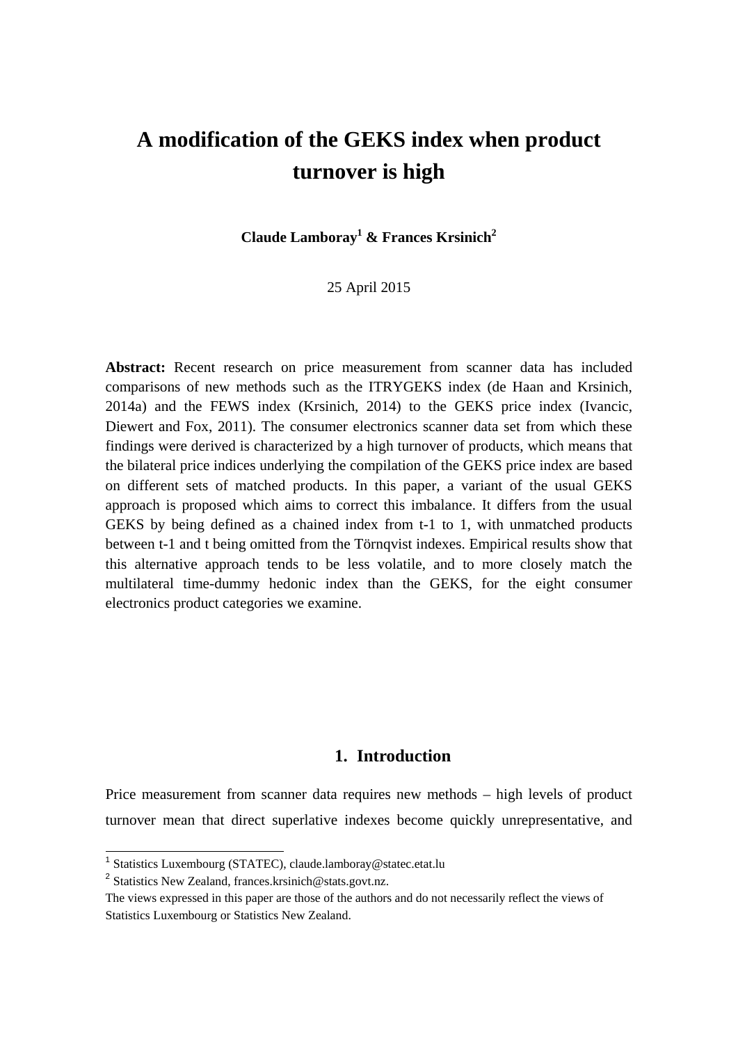# A modification of the GEKS index when product turnover is high

**Claude Lamboray[1] & Frances Krsinich[2]**

25 April 2015

**Abstract:** Recent research on price measurement from scanner data has included comparisons of new methods such as the ITRYGEKS index (de Haan and Krsinich, 2014a) and the FEWS index (Krsinich, 2014) to the GEKS price index (Ivancic, Diewert and Fox, 2011). The consumer electronics scanner data set from which these findings were derived is characterized by a high turnover of products, which means that the bilateral price indices underlying the compilation of the GEKS price index are based on different sets of matched products. In this paper, a variant of the usual GEKS approach is proposed which aims to correct this imbalance. It differs from the usual GEKS by being defined as a chained index from t-1 to 1, with unmatched products between t-1 and t being omitted from the Törnqvist indexes. Empirical results show that this alternative approach tends to be less volatile, and to more closely match the multilateral time-dummy hedonic index than the GEKS, for the eight consumer electronics product categories we examine.

## 1. Introduction

Price measurement from scanner data requires new methods – high levels of product turnover mean that direct superlative indexes become quickly unrepresentative, and

[1] Statistics Luxembourg (STATEC), claude.lamboray@statec.etat.lu

[2] Statistics New Zealand, frances.krsinich@stats.govt.nz.

The views expressed in this paper are those of the authors and do not necessarily reflect the views of Statistics Luxembourg or Statistics New Zealand.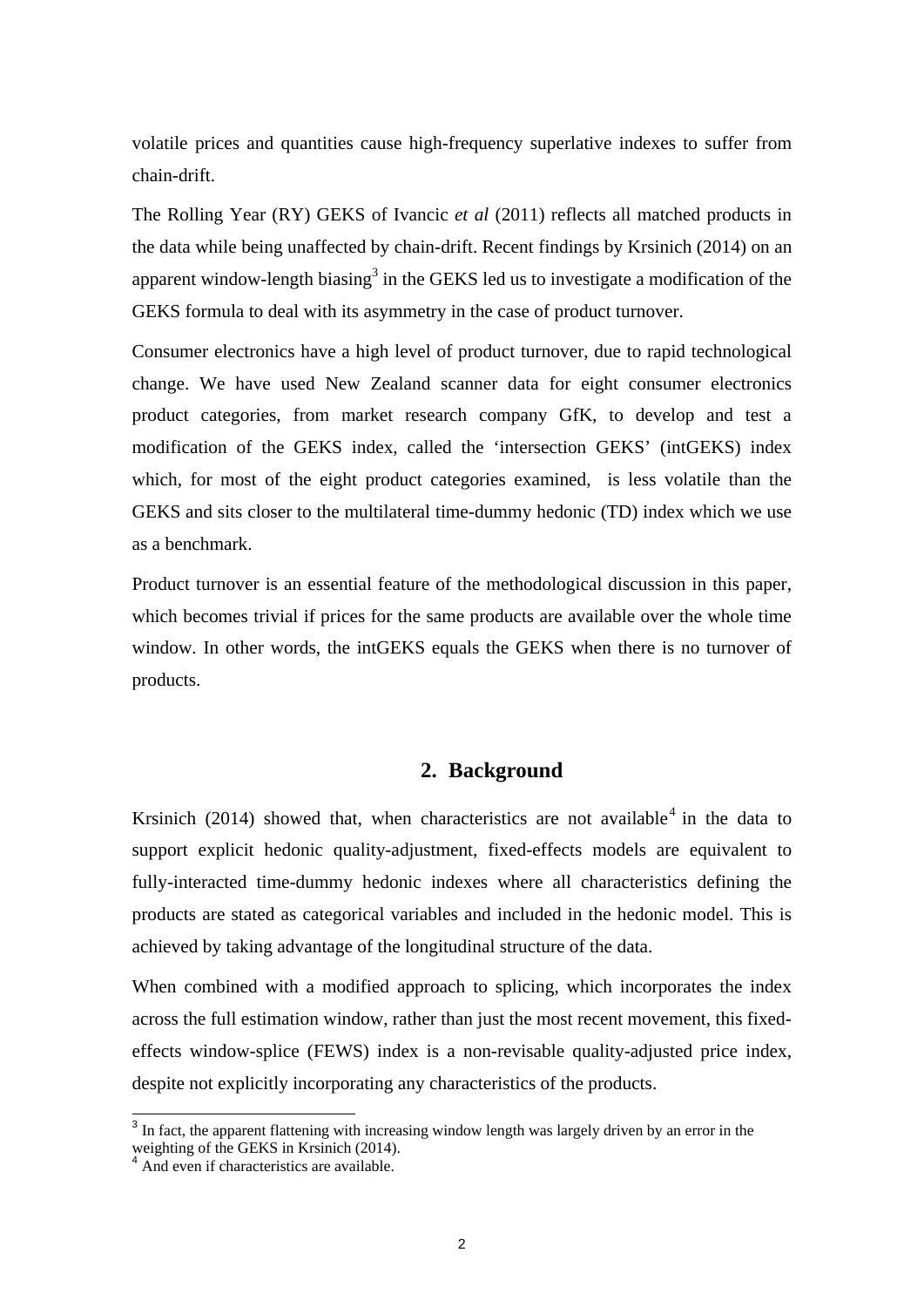volatile prices and quantities cause high-frequency superlative indexes to suffer from chain-drift.

The Rolling Year (RY) GEKS of Ivancic *et al* (2011) reflects all matched products in the data while being unaffected by chain-drift. Recent findings by Krsinich (2014) on an apparent window-length biasing[3] in the GEKS led us to investigate a modification of the GEKS formula to deal with its asymmetry in the case of product turnover.

Consumer electronics have a high level of product turnover, due to rapid technological change. We have used New Zealand scanner data for eight consumer electronics product categories, from market research company GfK, to develop and test a modification of the GEKS index, called the 'intersection GEKS' (intGEKS) index which, for most of the eight product categories examined, is less volatile than the GEKS and sits closer to the multilateral time-dummy hedonic (TD) index which we use as a benchmark.

Product turnover is an essential feature of the methodological discussion in this paper, which becomes trivial if prices for the same products are available over the whole time window. In other words, the intGEKS equals the GEKS when there is no turnover of products.

## 2. Background

Krsinich (2014) showed that, when characteristics are not available[4] in the data to support explicit hedonic quality-adjustment, fixed-effects models are equivalent to fully-interacted time-dummy hedonic indexes where all characteristics defining the products are stated as categorical variables and included in the hedonic model. This is achieved by taking advantage of the longitudinal structure of the data.

When combined with a modified approach to splicing, which incorporates the index across the full estimation window, rather than just the most recent movement, this fixed-effects window-splice (FEWS) index is a non-revisable quality-adjusted price index, despite not explicitly incorporating any characteristics of the products.

---

[3] In fact, the apparent flattening with increasing window length was largely driven by an error in the weighting of the GEKS in Krsinich (2014).

[4] And even if characteristics are available.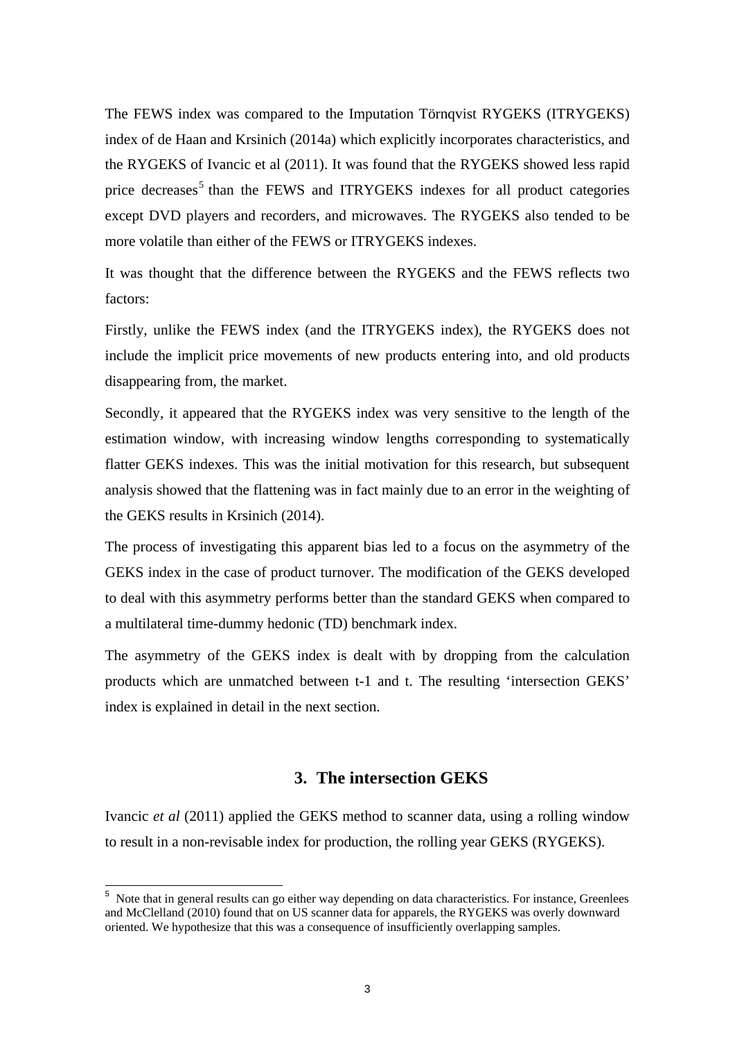The FEWS index was compared to the Imputation Törnqvist RYGEKS (ITRYGEKS) index of de Haan and Krsinich (2014a) which explicitly incorporates characteristics, and the RYGEKS of Ivancic et al (2011). It was found that the RYGEKS showed less rapid price decreases[5] than the FEWS and ITRYGEKS indexes for all product categories except DVD players and recorders, and microwaves. The RYGEKS also tended to be more volatile than either of the FEWS or ITRYGEKS indexes.

It was thought that the difference between the RYGEKS and the FEWS reflects two factors:

Firstly, unlike the FEWS index (and the ITRYGEKS index), the RYGEKS does not include the implicit price movements of new products entering into, and old products disappearing from, the market.

Secondly, it appeared that the RYGEKS index was very sensitive to the length of the estimation window, with increasing window lengths corresponding to systematically flatter GEKS indexes. This was the initial motivation for this research, but subsequent analysis showed that the flattening was in fact mainly due to an error in the weighting of the GEKS results in Krsinich (2014).

The process of investigating this apparent bias led to a focus on the asymmetry of the GEKS index in the case of product turnover. The modification of the GEKS developed to deal with this asymmetry performs better than the standard GEKS when compared to a multilateral time-dummy hedonic (TD) benchmark index.

The asymmetry of the GEKS index is dealt with by dropping from the calculation products which are unmatched between t-1 and t. The resulting 'intersection GEKS' index is explained in detail in the next section.

## 3. The intersection GEKS

Ivancic *et al* (2011) applied the GEKS method to scanner data, using a rolling window to result in a non-revisable index for production, the rolling year GEKS (RYGEKS).

[5] Note that in general results can go either way depending on data characteristics. For instance, Greenlees and McClelland (2010) found that on US scanner data for apparels, the RYGEKS was overly downward oriented. We hypothesize that this was a consequence of insufficiently overlapping samples.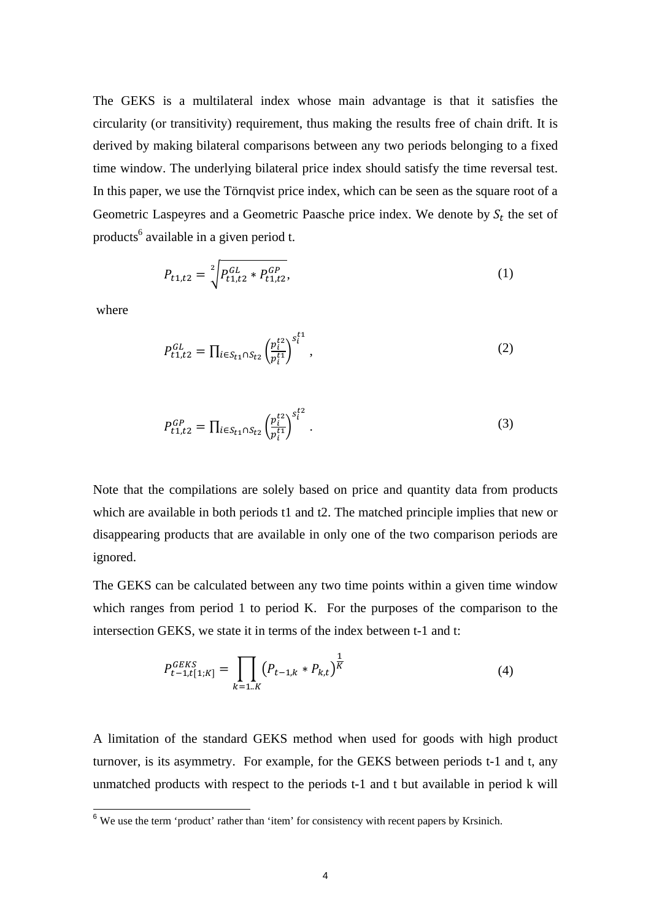The GEKS is a multilateral index whose main advantage is that it satisfies the circularity (or transitivity) requirement, thus making the results free of chain drift. It is derived by making bilateral comparisons between any two periods belonging to a fixed time window. The underlying bilateral price index should satisfy the time reversal test. In this paper, we use the Törnqvist price index, which can be seen as the square root of a Geometric Laspeyres and a Geometric Paasche price index. We denote by $S_t$ the set of products[6] available in a given period t.

$$P_{t1,t2} = \sqrt[2]{P^{GL}_{t1,t2} * P^{GP}_{t1,t2}}, \tag{1}$$

where

$$P^{GL}_{t1,t2} = \prod_{i \in S_{t1} \cap S_{t2}} \left(\frac{p_i^{t2}}{p_i^{t1}}\right)^{s_i^{t1}}, \tag{2}$$

$$P^{GP}_{t1,t2} = \prod_{i \in S_{t1} \cap S_{t2}} \left(\frac{p_i^{t2}}{p_i^{t1}}\right)^{s_i^{t2}}. \tag{3}$$

Note that the compilations are solely based on price and quantity data from products which are available in both periods t1 and t2. The matched principle implies that new or disappearing products that are available in only one of the two comparison periods are ignored.

The GEKS can be calculated between any two time points within a given time window which ranges from period 1 to period K. For the purposes of the comparison to the intersection GEKS, we state it in terms of the index between t-1 and t:

$$P^{GEKS}_{t-1,t[1;K]} = \prod_{k=1..K} \left(P_{t-1,k} * P_{k,t}\right)^{\frac{1}{K}} \tag{4}$$

A limitation of the standard GEKS method when used for goods with high product turnover, is its asymmetry. For example, for the GEKS between periods t-1 and t, any unmatched products with respect to the periods t-1 and t but available in period k will

[6] We use the term 'product' rather than 'item' for consistency with recent papers by Krsinich.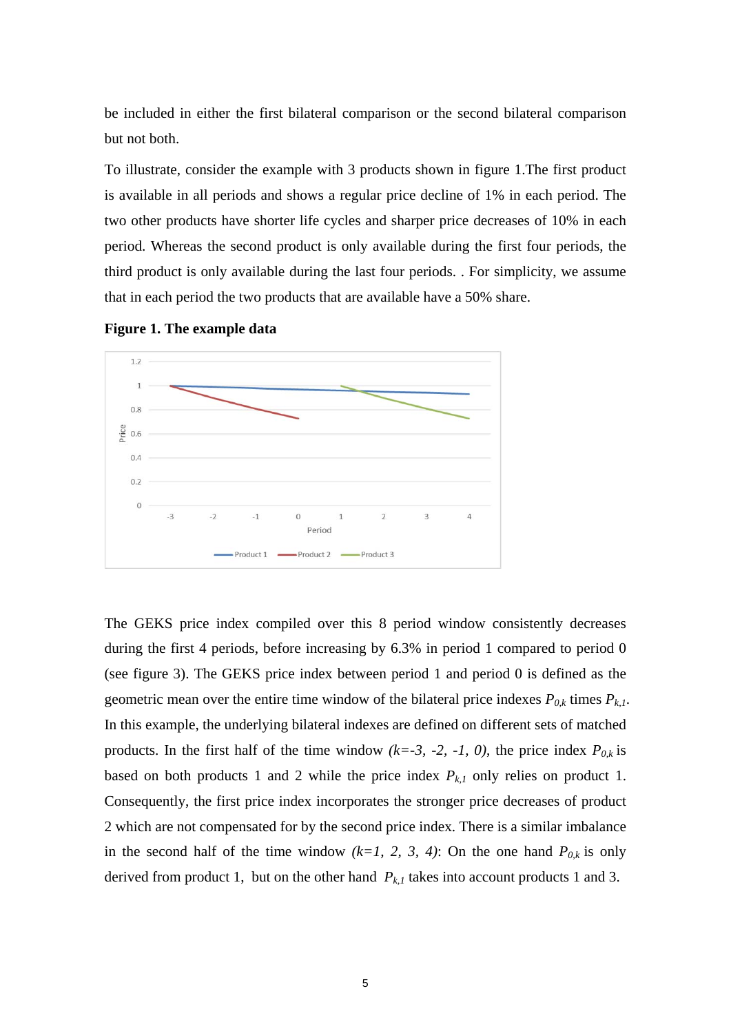be included in either the first bilateral comparison or the second bilateral comparison but not both.

To illustrate, consider the example with 3 products shown in figure 1.The first product is available in all periods and shows a regular price decline of 1% in each period. The two other products have shorter life cycles and sharper price decreases of 10% in each period. Whereas the second product is only available during the first four periods, the third product is only available during the last four periods. . For simplicity, we assume that in each period the two products that are available have a 50% share.

**Figure 1. The example data**

The GEKS price index compiled over this 8 period window consistently decreases during the first 4 periods, before increasing by 6.3% in period 1 compared to period 0 (see figure 3). The GEKS price index between period 1 and period 0 is defined as the geometric mean over the entire time window of the bilateral price indexes $P_{0,k}$ times $P_{k,1}$. In this example, the underlying bilateral indexes are defined on different sets of matched products. In the first half of the time window *(k=-3, -2, -1, 0)*, the price index $P_{0,k}$ is based on both products 1 and 2 while the price index $P_{k,1}$ only relies on product 1. Consequently, the first price index incorporates the stronger price decreases of product 2 which are not compensated for by the second price index. There is a similar imbalance in the second half of the time window *(k=1, 2, 3, 4)*: On the one hand $P_{0,k}$ is only derived from product 1, but on the other hand $P_{k,1}$ takes into account products 1 and 3.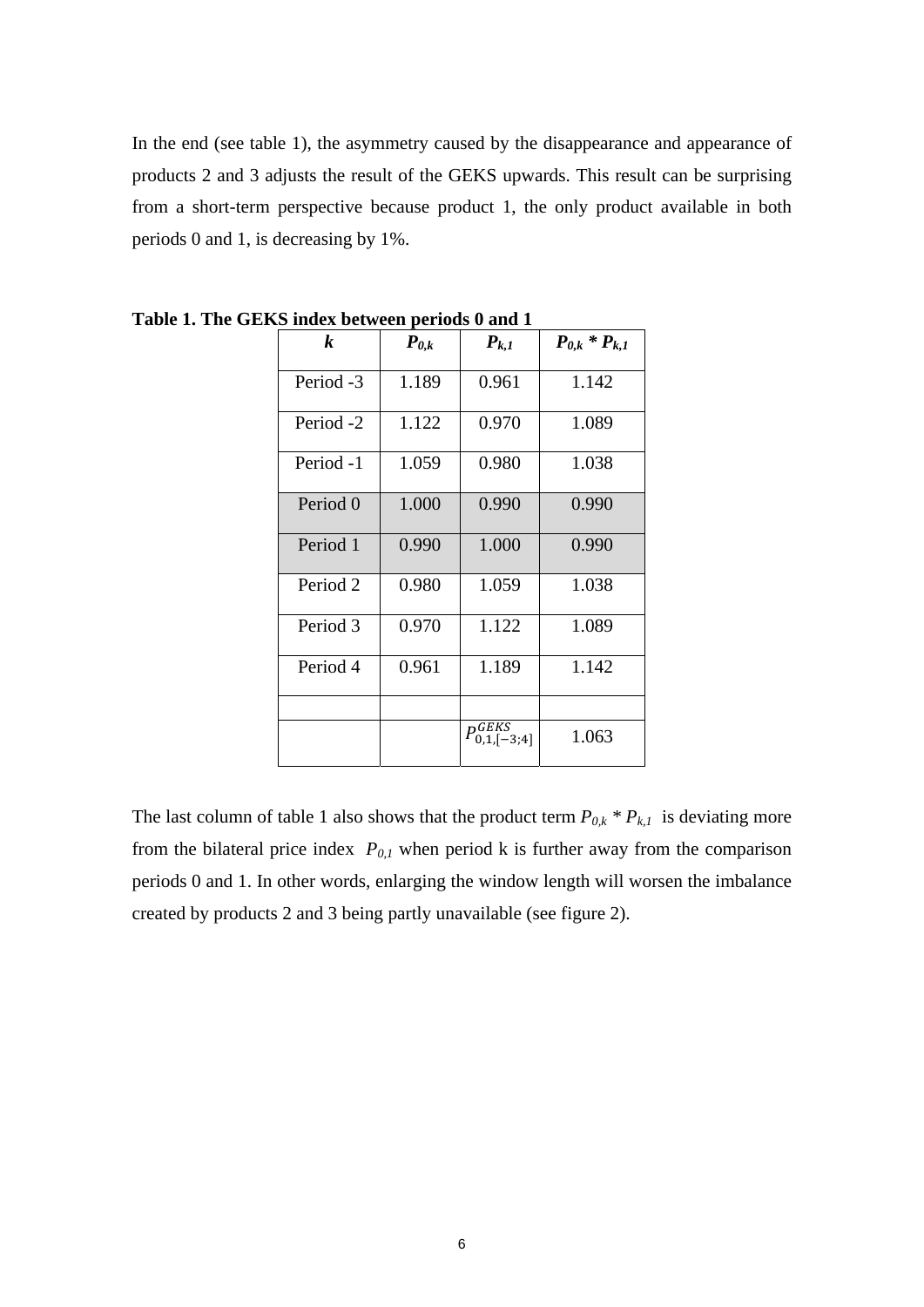In the end (see table 1), the asymmetry caused by the disappearance and appearance of products 2 and 3 adjusts the result of the GEKS upwards. This result can be surprising from a short-term perspective because product 1, the only product available in both periods 0 and 1, is decreasing by 1%.

**Table 1. The GEKS index between periods 0 and 1**

| $k$ | $P_{0,k}$ | $P_{k,1}$ | $P_{0,k} * P_{k,1}$ |
|---|---|---|---|
| Period -3 | 1.189 | 0.961 | 1.142 |
| Period -2 | 1.122 | 0.970 | 1.089 |
| Period -1 | 1.059 | 0.980 | 1.038 |
| Period 0 | 1.000 | 0.990 | 0.990 |
| Period 1 | 0.990 | 1.000 | 0.990 |
| Period 2 | 0.980 | 1.059 | 1.038 |
| Period 3 | 0.970 | 1.122 | 1.089 |
| Period 4 | 0.961 | 1.189 | 1.142 |
| | | | |
| | | $P^{GEKS}_{0,1,[-3;4]}$ | 1.063 |

The last column of table 1 also shows that the product term $P_{0,k} * P_{k,1}$ is deviating more from the bilateral price index $P_{0,1}$ when period k is further away from the comparison periods 0 and 1. In other words, enlarging the window length will worsen the imbalance created by products 2 and 3 being partly unavailable (see figure 2).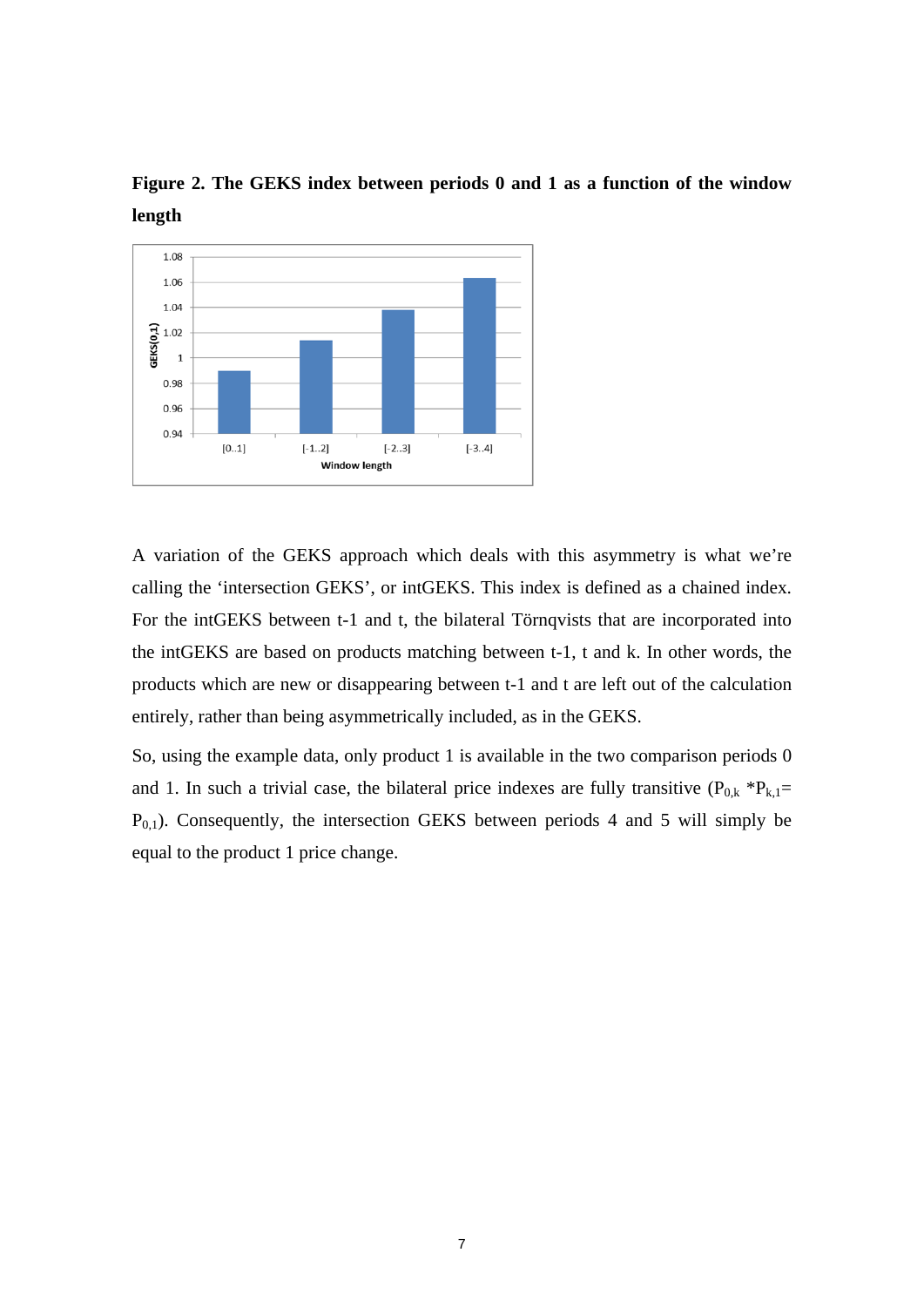**Figure 2. The GEKS index between periods 0 and 1 as a function of the window length**

A variation of the GEKS approach which deals with this asymmetry is what we're calling the 'intersection GEKS', or intGEKS. This index is defined as a chained index. For the intGEKS between t-1 and t, the bilateral Törnqvists that are incorporated into the intGEKS are based on products matching between t-1, t and k. In other words, the products which are new or disappearing between t-1 and t are left out of the calculation entirely, rather than being asymmetrically included, as in the GEKS.

So, using the example data, only product 1 is available in the two comparison periods 0 and 1. In such a trivial case, the bilateral price indexes are fully transitive ($P_{0,k} * P_{k,1} = P_{0,1}$). Consequently, the intersection GEKS between periods 4 and 5 will simply be equal to the product 1 price change.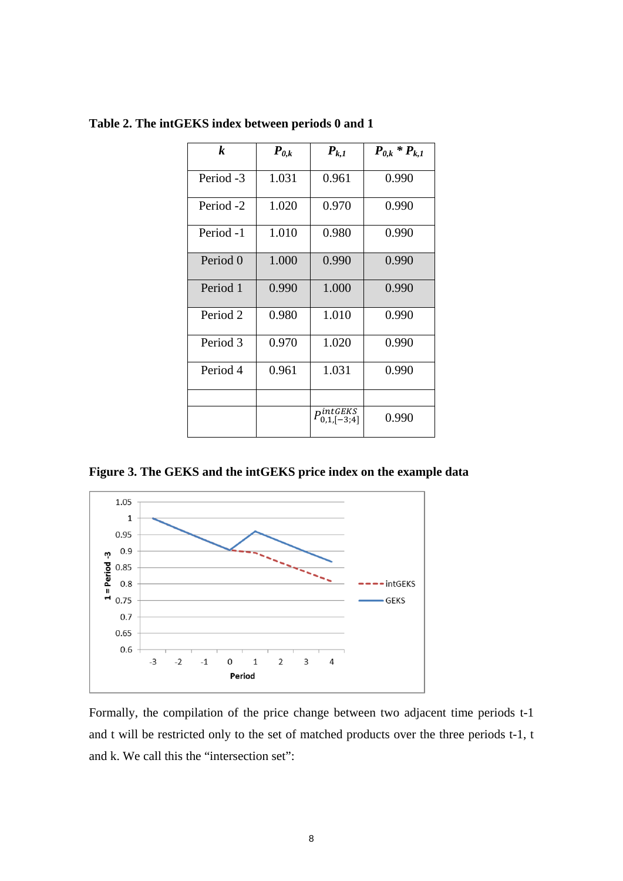**Table 2. The intGEKS index between periods 0 and 1**

| $k$ | $P_{0,k}$ | $P_{k,1}$ | $P_{0,k} * P_{k,1}$ |
|---|---|---|---|
| Period -3 | 1.031 | 0.961 | 0.990 |
| Period -2 | 1.020 | 0.970 | 0.990 |
| Period -1 | 1.010 | 0.980 | 0.990 |
| Period 0 | 1.000 | 0.990 | 0.990 |
| Period 1 | 0.990 | 1.000 | 0.990 |
| Period 2 | 0.980 | 1.010 | 0.990 |
| Period 3 | 0.970 | 1.020 | 0.990 |
| Period 4 | 0.961 | 1.031 | 0.990 |
| | | | |
| | | $P_{0,1,[-3;4]}^{intGEKS}$ | 0.990 |

**Figure 3. The GEKS and the intGEKS price index on the example data**

Formally, the compilation of the price change between two adjacent time periods t-1 and t will be restricted only to the set of matched products over the three periods t-1, t and k. We call this the "intersection set":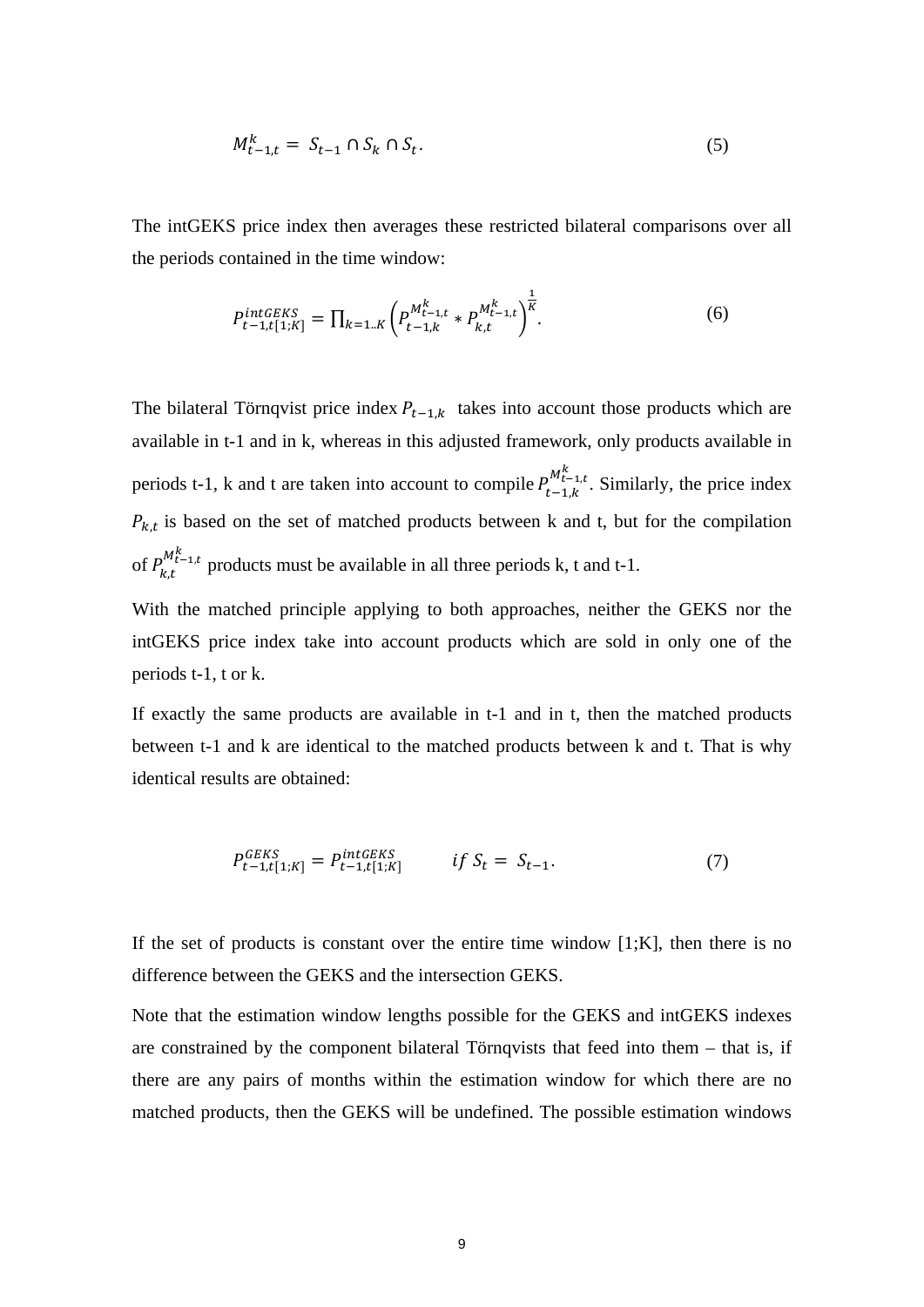$$M_{t-1,t}^{k} = S_{t-1} \cap S_k \cap S_t. \tag{5}$$

The intGEKS price index then averages these restricted bilateral comparisons over all the periods contained in the time window:

$$P_{t-1,t[1;K]}^{intGEKS} = \prod_{k=1..K} \left( P_{t-1,k}^{M_{t-1,t}^{k}} * P_{k,t}^{M_{t-1,t}^{k}} \right)^{\frac{1}{K}}. \tag{6}$$

The bilateral Törnqvist price index $P_{t-1,k}$ takes into account those products which are available in t-1 and in k, whereas in this adjusted framework, only products available in periods t-1, k and t are taken into account to compile $P_{t-1,k}^{M_{t-1,t}^{k}}$. Similarly, the price index $P_{k,t}$ is based on the set of matched products between k and t, but for the compilation of $P_{k,t}^{M_{t-1,t}^{k}}$ products must be available in all three periods k, t and t-1.

With the matched principle applying to both approaches, neither the GEKS nor the intGEKS price index take into account products which are sold in only one of the periods t-1, t or k.

If exactly the same products are available in t-1 and in t, then the matched products between t-1 and k are identical to the matched products between k and t. That is why identical results are obtained:

$$P_{t-1,t[1;K]}^{GEKS} = P_{t-1,t[1;K]}^{intGEKS} \qquad if\ S_t = S_{t-1}. \tag{7}$$

If the set of products is constant over the entire time window [1;K], then there is no difference between the GEKS and the intersection GEKS.

Note that the estimation window lengths possible for the GEKS and intGEKS indexes are constrained by the component bilateral Törnqvists that feed into them – that is, if there are any pairs of months within the estimation window for which there are no matched products, then the GEKS will be undefined. The possible estimation windows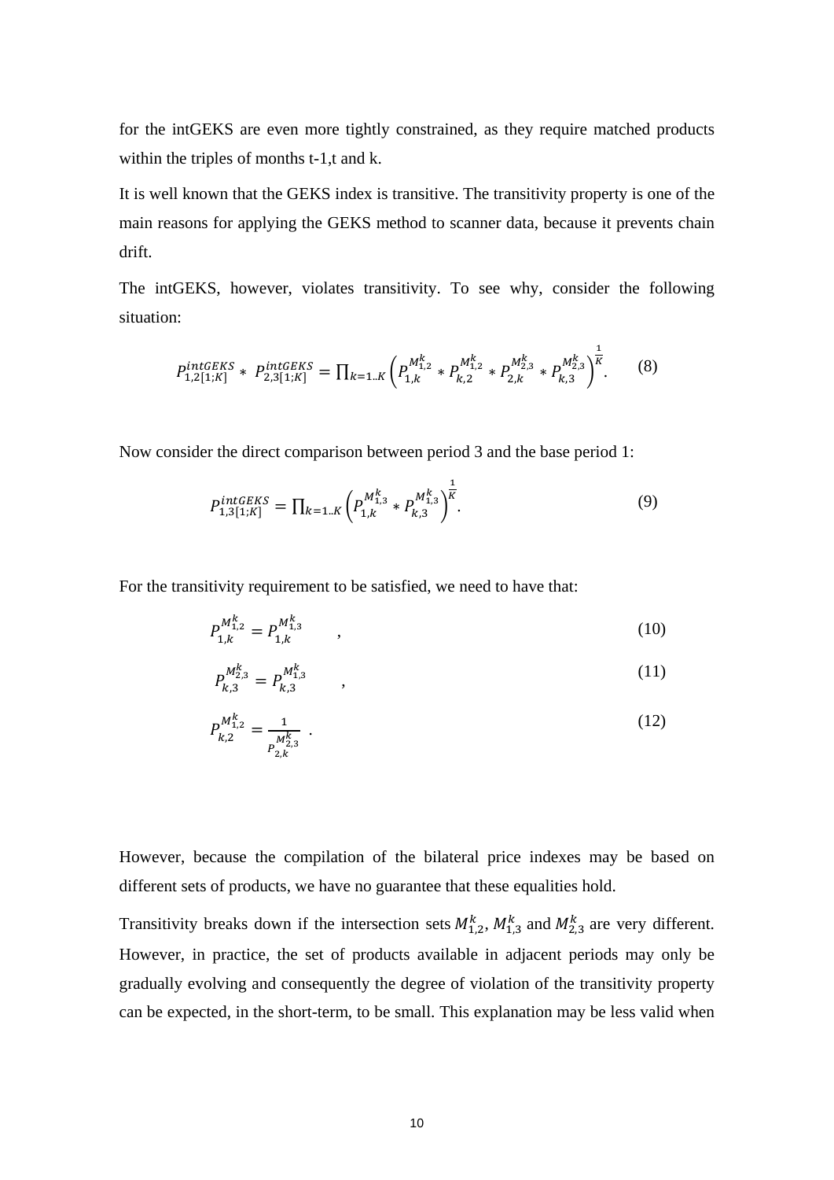for the intGEKS are even more tightly constrained, as they require matched products within the triples of months t-1,t and k.

It is well known that the GEKS index is transitive. The transitivity property is one of the main reasons for applying the GEKS method to scanner data, because it prevents chain drift.

The intGEKS, however, violates transitivity. To see why, consider the following situation:

$$P_{1,2[1;K]}^{intGEKS} * P_{2,3[1;K]}^{intGEKS} = \prod_{k=1..K} \left( P_{1,k}^{M_{1,2}^k} * P_{k,2}^{M_{1,2}^k} * P_{2,k}^{M_{2,3}^k} * P_{k,3}^{M_{2,3}^k} \right)^{\frac{1}{K}}. \quad (8)$$

Now consider the direct comparison between period 3 and the base period 1:

$$P_{1,3[1;K]}^{intGEKS} = \prod_{k=1..K} \left( P_{1,k}^{M_{1,3}^k} * P_{k,3}^{M_{1,3}^k} \right)^{\frac{1}{K}}. \quad (9)$$

For the transitivity requirement to be satisfied, we need to have that:

$$P_{1,k}^{M_{1,2}^k} = P_{1,k}^{M_{1,3}^k} \quad , \quad (10)$$

$$P_{k,3}^{M_{2,3}^k} = P_{k,3}^{M_{1,3}^k} \quad , \quad (11)$$

$$P_{k,2}^{M_{1,2}^k} = \frac{1}{P_{2,k}^{M_{2,3}^k}} \quad . \quad (12)$$

However, because the compilation of the bilateral price indexes may be based on different sets of products, we have no guarantee that these equalities hold.

Transitivity breaks down if the intersection sets $M_{1,2}^k$, $M_{1,3}^k$ and $M_{2,3}^k$ are very different. However, in practice, the set of products available in adjacent periods may only be gradually evolving and consequently the degree of violation of the transitivity property can be expected, in the short-term, to be small. This explanation may be less valid when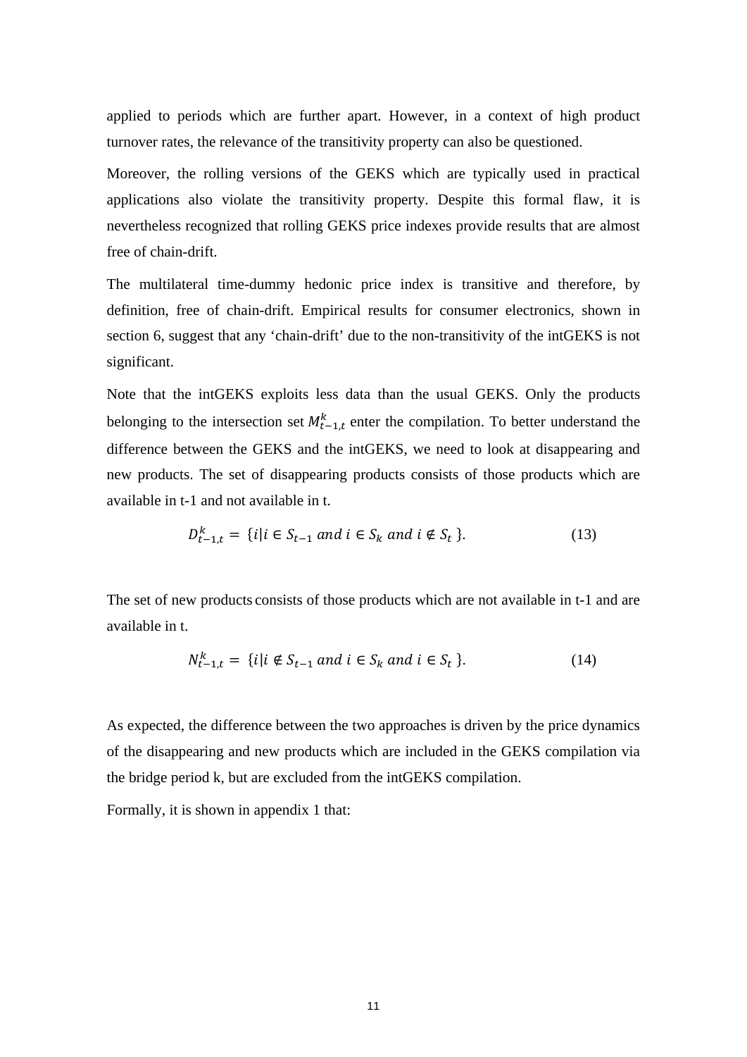applied to periods which are further apart. However, in a context of high product turnover rates, the relevance of the transitivity property can also be questioned.

Moreover, the rolling versions of the GEKS which are typically used in practical applications also violate the transitivity property. Despite this formal flaw, it is nevertheless recognized that rolling GEKS price indexes provide results that are almost free of chain-drift.

The multilateral time-dummy hedonic price index is transitive and therefore, by definition, free of chain-drift. Empirical results for consumer electronics, shown in section 6, suggest that any 'chain-drift' due to the non-transitivity of the intGEKS is not significant.

Note that the intGEKS exploits less data than the usual GEKS. Only the products belonging to the intersection set $M_{t-1,t}^{k}$ enter the compilation. To better understand the difference between the GEKS and the intGEKS, we need to look at disappearing and new products. The set of disappearing products consists of those products which are available in t-1 and not available in t.

$$D_{t-1,t}^{k} = \{i | i \in S_{t-1} \; and \; i \in S_k \; and \; i \notin S_t \}. \tag{13}$$

The set of new products consists of those products which are not available in t-1 and are available in t.

$$N_{t-1,t}^{k} = \{i | i \notin S_{t-1} \; and \; i \in S_k \; and \; i \in S_t \}. \tag{14}$$

As expected, the difference between the two approaches is driven by the price dynamics of the disappearing and new products which are included in the GEKS compilation via the bridge period k, but are excluded from the intGEKS compilation.

Formally, it is shown in appendix 1 that: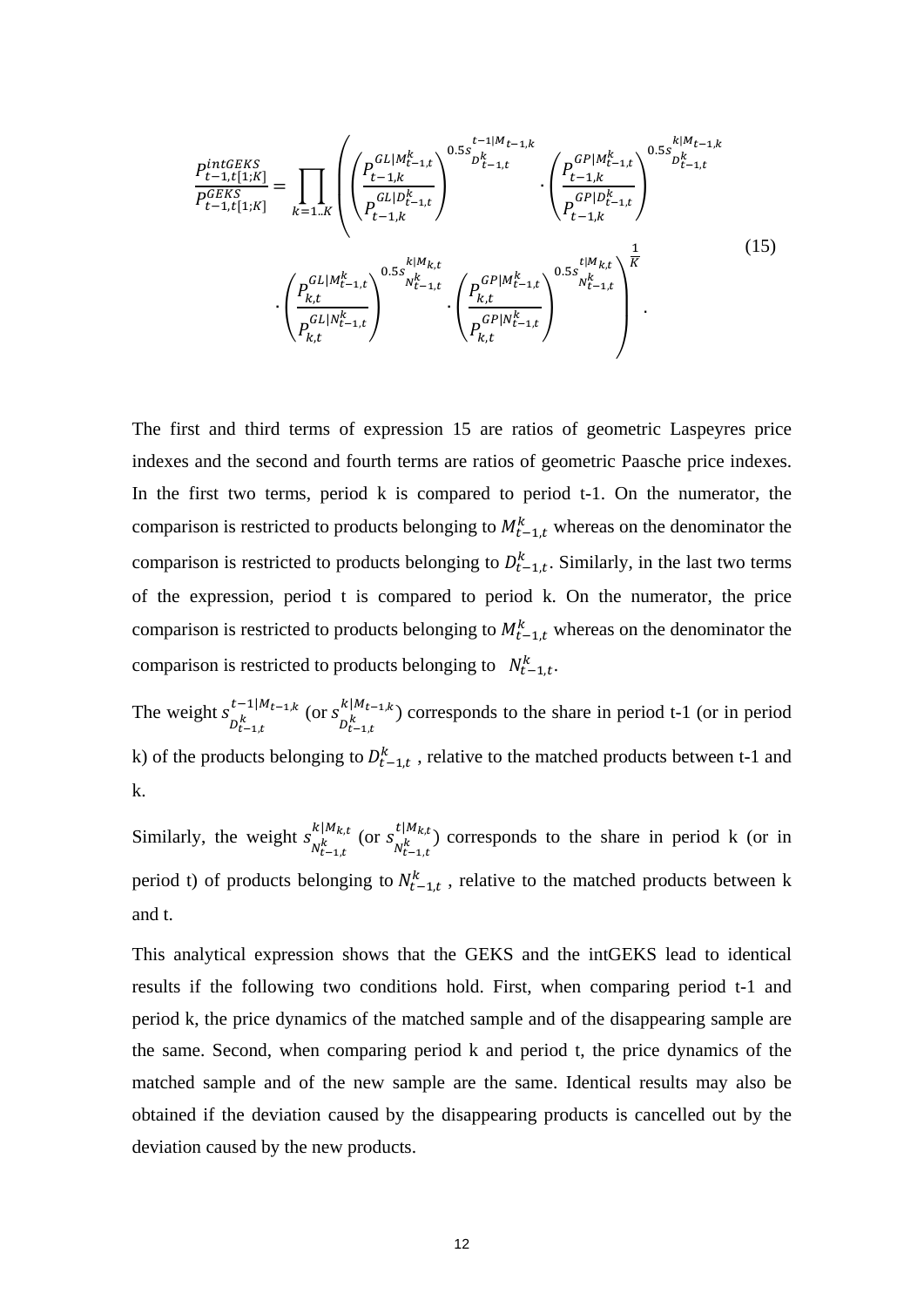$$
\frac{P^{intGEKS}_{t-1,t[1;K]}}{P^{GEKS}_{t-1,t[1;K]}} = \prod_{k=1..K} \left( \left( \frac{P^{GL|M^k_{t-1,t}}_{t-1,k}}{P^{GL|D^k_{t-1,t}}_{t-1,k}} \right)^{0.5 s^{t-1|M_{t-1,k}}_{D^k_{t-1,t}}} \cdot \left( \frac{P^{GP|M^k_{t-1,t}}_{t-1,k}}{P^{GP|D^k_{t-1,t}}_{t-1,k}} \right)^{0.5 s^{k|M_{t-1,k}}_{D^k_{t-1,t}}} \cdot \left( \frac{P^{GL|M^k_{t-1,t}}_{k,t}}{P^{GL|N^k_{t-1,t}}_{k,t}} \right)^{0.5 s^{k|M_{k,t}}_{N^k_{t-1,t}}} \cdot \left( \frac{P^{GP|M^k_{t-1,t}}_{k,t}}{P^{GP|N^k_{t-1,t}}_{k,t}} \right)^{0.5 s^{t|M_{k,t}}_{N^k_{t-1,t}}} \right)^{\frac{1}{K}} . \tag{15}
$$

The first and third terms of expression 15 are ratios of geometric Laspeyres price indexes and the second and fourth terms are ratios of geometric Paasche price indexes. In the first two terms, period k is compared to period t-1. On the numerator, the comparison is restricted to products belonging to $M^k_{t-1,t}$ whereas on the denominator the comparison is restricted to products belonging to $D^k_{t-1,t}$. Similarly, in the last two terms of the expression, period t is compared to period k. On the numerator, the price comparison is restricted to products belonging to $M^k_{t-1,t}$ whereas on the denominator the comparison is restricted to products belonging to $N^k_{t-1,t}$.

The weight $s^{t-1|M_{t-1,k}}_{D^k_{t-1,t}}$ (or $s^{k|M_{t-1,k}}_{D^k_{t-1,t}}$) corresponds to the share in period t-1 (or in period k) of the products belonging to $D^k_{t-1,t}$ , relative to the matched products between t-1 and k.

Similarly, the weight $s^{k|M_{k,t}}_{N^k_{t-1,t}}$ (or $s^{t|M_{k,t}}_{N^k_{t-1,t}}$) corresponds to the share in period k (or in period t) of products belonging to $N^k_{t-1,t}$ , relative to the matched products between k and t.

This analytical expression shows that the GEKS and the intGEKS lead to identical results if the following two conditions hold. First, when comparing period t-1 and period k, the price dynamics of the matched sample and of the disappearing sample are the same. Second, when comparing period k and period t, the price dynamics of the matched sample and of the new sample are the same. Identical results may also be obtained if the deviation caused by the disappearing products is cancelled out by the deviation caused by the new products.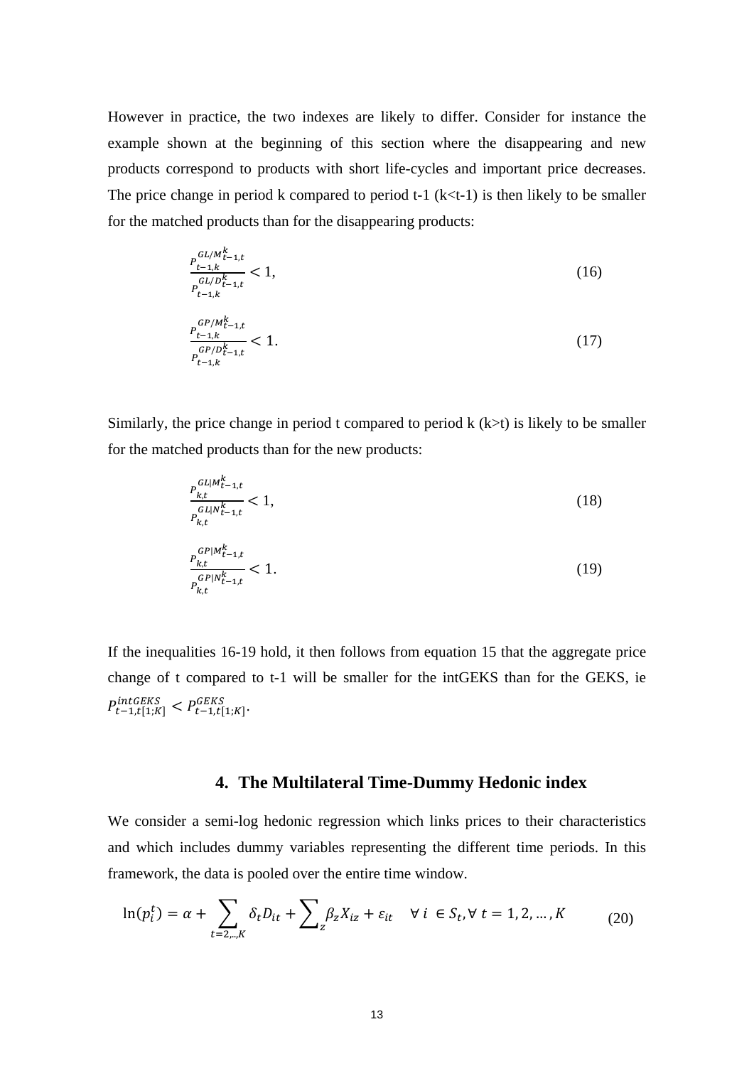However in practice, the two indexes are likely to differ. Consider for instance the example shown at the beginning of this section where the disappearing and new products correspond to products with short life-cycles and important price decreases. The price change in period k compared to period t-1 (k<t-1) is then likely to be smaller for the matched products than for the disappearing products:

$$\frac{P_{t-1,k}^{GL/M_{t-1,t}^{k}}}{P_{t-1,k}^{GL/D_{t-1,t}^{k}}} < 1, \tag{16}$$

$$\frac{P_{t-1,k}^{GP/M_{t-1,t}^{k}}}{P_{t-1,k}^{GP/D_{t-1,t}^{k}}} < 1. \tag{17}$$

Similarly, the price change in period t compared to period k (k>t) is likely to be smaller for the matched products than for the new products:

$$\frac{P_{k,t}^{GL|M_{t-1,t}^{k}}}{P_{k,t}^{GL|N_{t-1,t}^{k}}} < 1, \tag{18}$$

$$\frac{P_{k,t}^{GP|M_{t-1,t}^{k}}}{P_{k,t}^{GP|N_{t-1,t}^{k}}} < 1. \tag{19}$$

If the inequalities 16-19 hold, it then follows from equation 15 that the aggregate price change of t compared to t-1 will be smaller for the intGEKS than for the GEKS, ie $P_{t-1,t[1;K]}^{intGEKS} < P_{t-1,t[1;K]}^{GEKS}$.

## 4. The Multilateral Time-Dummy Hedonic index

We consider a semi-log hedonic regression which links prices to their characteristics and which includes dummy variables representing the different time periods. In this framework, the data is pooled over the entire time window.

$$\ln(p_i^t) = \alpha + \sum_{t=2,..,K} \delta_t D_{it} + \sum_z \beta_z X_{iz} + \varepsilon_{it} \quad \forall\ i\ \in S_t, \forall\ t = 1, 2, \dots, K \tag{20}$$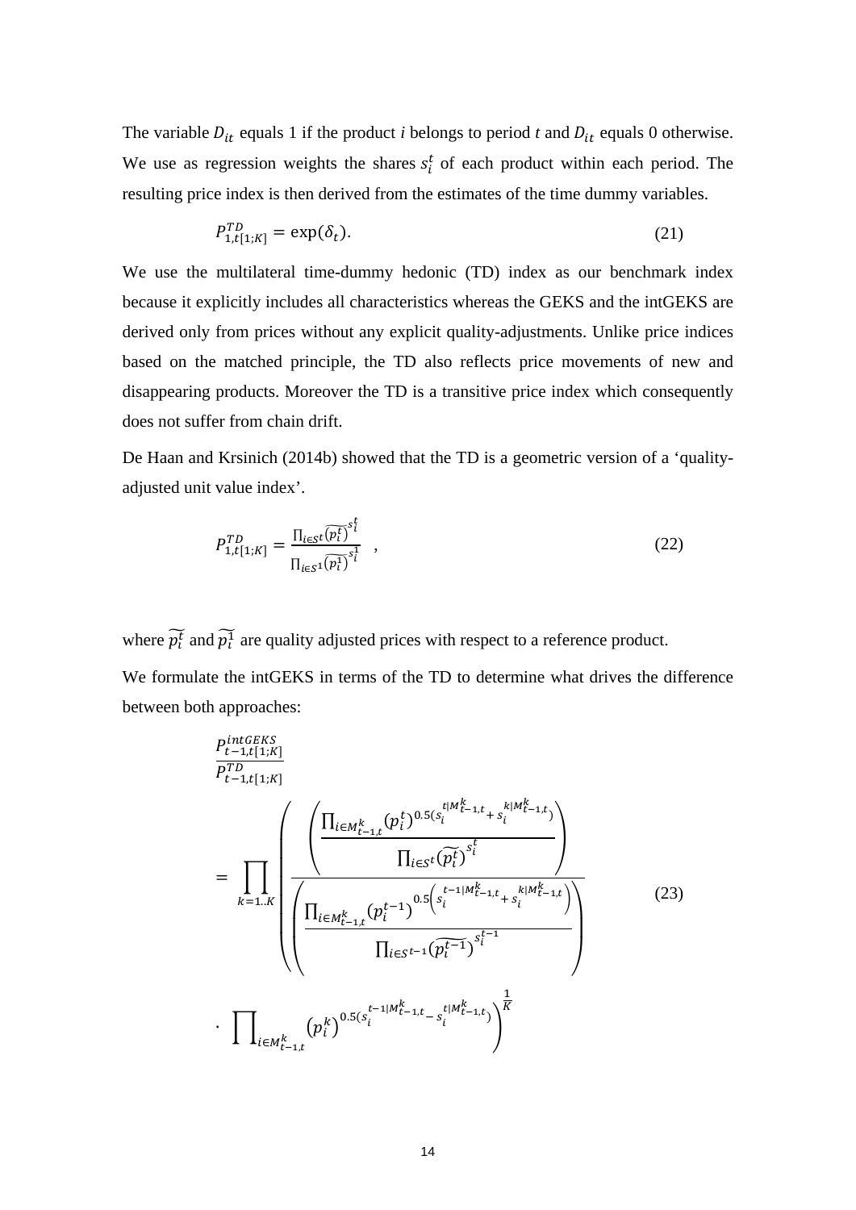The variable $D_{it}$ equals 1 if the product *i* belongs to period *t* and $D_{it}$ equals 0 otherwise. We use as regression weights the shares $s_i^t$ of each product within each period. The resulting price index is then derived from the estimates of the time dummy variables.

$$P_{1,t[1;K]}^{TD} = \exp(\delta_t). \tag{21}$$

We use the multilateral time-dummy hedonic (TD) index as our benchmark index because it explicitly includes all characteristics whereas the GEKS and the intGEKS are derived only from prices without any explicit quality-adjustments. Unlike price indices based on the matched principle, the TD also reflects price movements of new and disappearing products. Moreover the TD is a transitive price index which consequently does not suffer from chain drift.

De Haan and Krsinich (2014b) showed that the TD is a geometric version of a 'quality-adjusted unit value index'.

$$P_{1,t[1;K]}^{TD} = \frac{\prod_{i \in S^t} \widetilde{(p_i^t)}^{s_i^t}}{\prod_{i \in S^1} \widetilde{(p_i^1)}^{s_i^1}} \quad , \tag{22}$$

where $\widetilde{p_i^t}$ and $\widetilde{p_i^1}$ are quality adjusted prices with respect to a reference product.

We formulate the intGEKS in terms of the TD to determine what drives the difference between both approaches:

$$\frac{P_{t-1,t[1;K]}^{intGEKS}}{P_{t-1,t[1;K]}^{TD}} = \prod_{k=1..K} \left( \frac{\left( \dfrac{\prod_{i \in M_{t-1,t}^k} (p_i^t)^{0.5\left(s_i^{t|M_{t-1,t}^k} + s_i^{k|M_{t-1,t}^k}\right)}}{\prod_{i \in S^t} \widetilde{(p_i^t)}^{s_i^t}} \right)}{\left( \dfrac{\prod_{i \in M_{t-1,t}^k} (p_i^{t-1})^{0.5\left(s_i^{t-1|M_{t-1,t}^k} + s_i^{k|M_{t-1,t}^k}\right)}}{\prod_{i \in S^{t-1}} \widetilde{(p_i^{t-1})}^{s_i^{t-1}}} \right)} \cdot \prod_{i \in M_{t-1,t}^k} \left(p_i^k\right)^{0.5\left(s_i^{t-1|M_{t-1,t}^k} - s_i^{t|M_{t-1,t}^k}\right)} \right)^{\frac{1}{K}} \tag{23}$$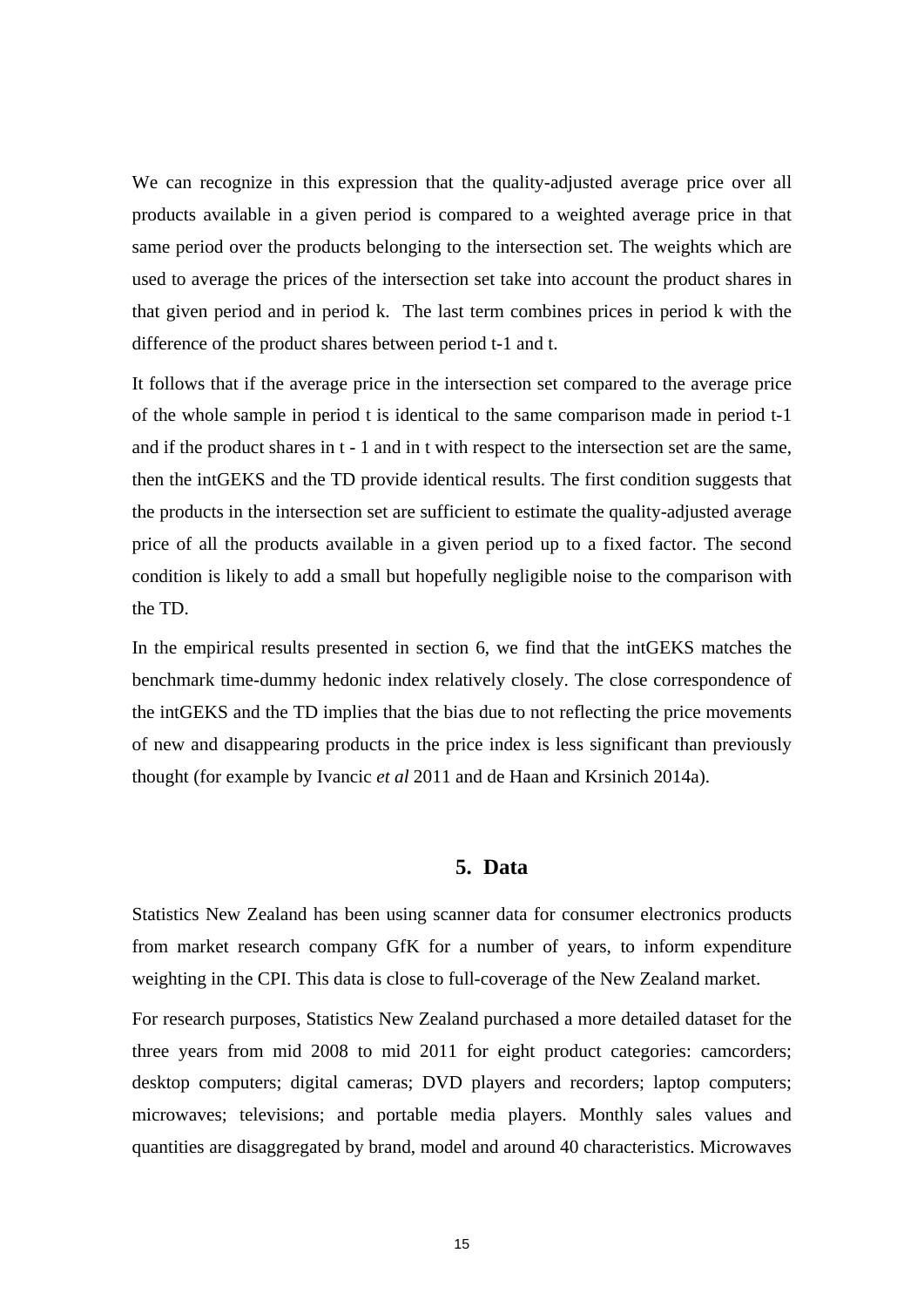We can recognize in this expression that the quality-adjusted average price over all products available in a given period is compared to a weighted average price in that same period over the products belonging to the intersection set. The weights which are used to average the prices of the intersection set take into account the product shares in that given period and in period k. The last term combines prices in period k with the difference of the product shares between period t-1 and t.

It follows that if the average price in the intersection set compared to the average price of the whole sample in period t is identical to the same comparison made in period t-1 and if the product shares in t - 1 and in t with respect to the intersection set are the same, then the intGEKS and the TD provide identical results. The first condition suggests that the products in the intersection set are sufficient to estimate the quality-adjusted average price of all the products available in a given period up to a fixed factor. The second condition is likely to add a small but hopefully negligible noise to the comparison with the TD.

In the empirical results presented in section 6, we find that the intGEKS matches the benchmark time-dummy hedonic index relatively closely. The close correspondence of the intGEKS and the TD implies that the bias due to not reflecting the price movements of new and disappearing products in the price index is less significant than previously thought (for example by Ivancic *et al* 2011 and de Haan and Krsinich 2014a).

## 5. Data

Statistics New Zealand has been using scanner data for consumer electronics products from market research company GfK for a number of years, to inform expenditure weighting in the CPI. This data is close to full-coverage of the New Zealand market.

For research purposes, Statistics New Zealand purchased a more detailed dataset for the three years from mid 2008 to mid 2011 for eight product categories: camcorders; desktop computers; digital cameras; DVD players and recorders; laptop computers; microwaves; televisions; and portable media players. Monthly sales values and quantities are disaggregated by brand, model and around 40 characteristics. Microwaves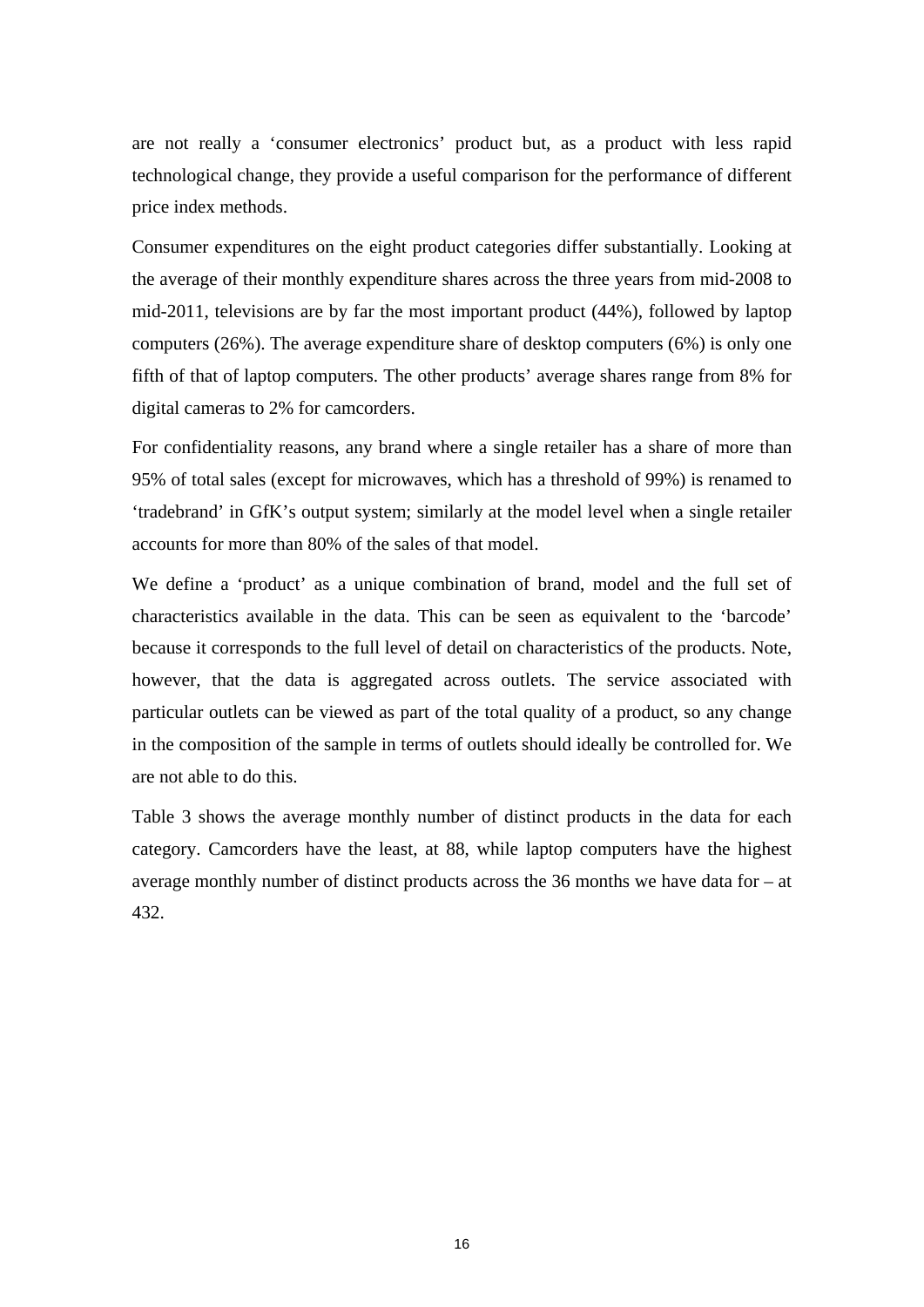are not really a 'consumer electronics' product but, as a product with less rapid technological change, they provide a useful comparison for the performance of different price index methods.

Consumer expenditures on the eight product categories differ substantially. Looking at the average of their monthly expenditure shares across the three years from mid-2008 to mid-2011, televisions are by far the most important product (44%), followed by laptop computers (26%). The average expenditure share of desktop computers (6%) is only one fifth of that of laptop computers. The other products' average shares range from 8% for digital cameras to 2% for camcorders.

For confidentiality reasons, any brand where a single retailer has a share of more than 95% of total sales (except for microwaves, which has a threshold of 99%) is renamed to 'tradebrand' in GfK's output system; similarly at the model level when a single retailer accounts for more than 80% of the sales of that model.

We define a 'product' as a unique combination of brand, model and the full set of characteristics available in the data. This can be seen as equivalent to the 'barcode' because it corresponds to the full level of detail on characteristics of the products. Note, however, that the data is aggregated across outlets. The service associated with particular outlets can be viewed as part of the total quality of a product, so any change in the composition of the sample in terms of outlets should ideally be controlled for. We are not able to do this.

Table 3 shows the average monthly number of distinct products in the data for each category. Camcorders have the least, at 88, while laptop computers have the highest average monthly number of distinct products across the 36 months we have data for – at 432.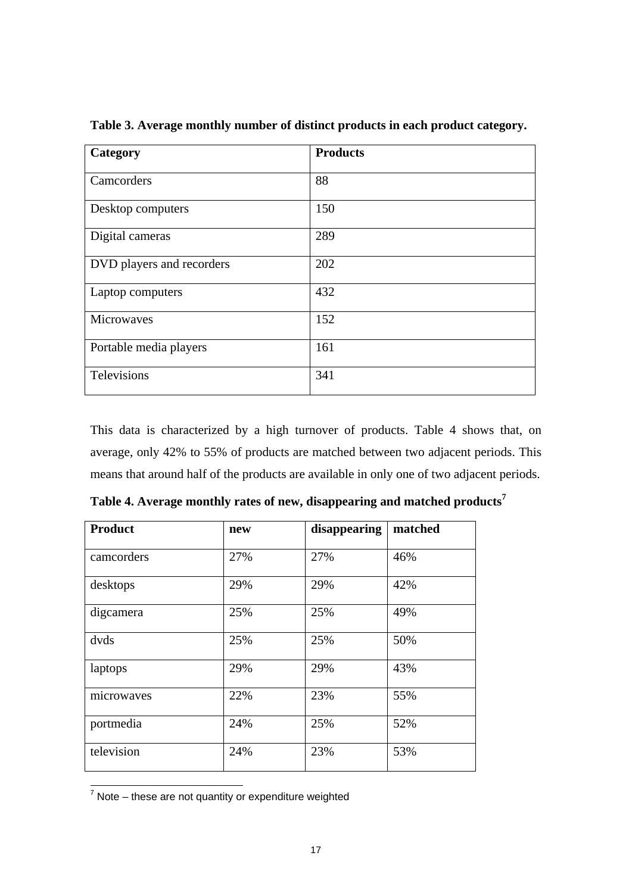**Table 3. Average monthly number of distinct products in each product category.**

| Category | Products |
|---|---|
| Camcorders | 88 |
| Desktop computers | 150 |
| Digital cameras | 289 |
| DVD players and recorders | 202 |
| Laptop computers | 432 |
| Microwaves | 152 |
| Portable media players | 161 |
| Televisions | 341 |

This data is characterized by a high turnover of products. Table 4 shows that, on average, only 42% to 55% of products are matched between two adjacent periods. This means that around half of the products are available in only one of two adjacent periods.

**Table 4. Average monthly rates of new, disappearing and matched products[7]**

| Product | new | disappearing | matched |
|---|---|---|---|
| camcorders | 27% | 27% | 46% |
| desktops | 29% | 29% | 42% |
| digcamera | 25% | 25% | 49% |
| dvds | 25% | 25% | 50% |
| laptops | 29% | 29% | 43% |
| microwaves | 22% | 23% | 55% |
| portmedia | 24% | 25% | 52% |
| television | 24% | 23% | 53% |

[7] Note – these are not quantity or expenditure weighted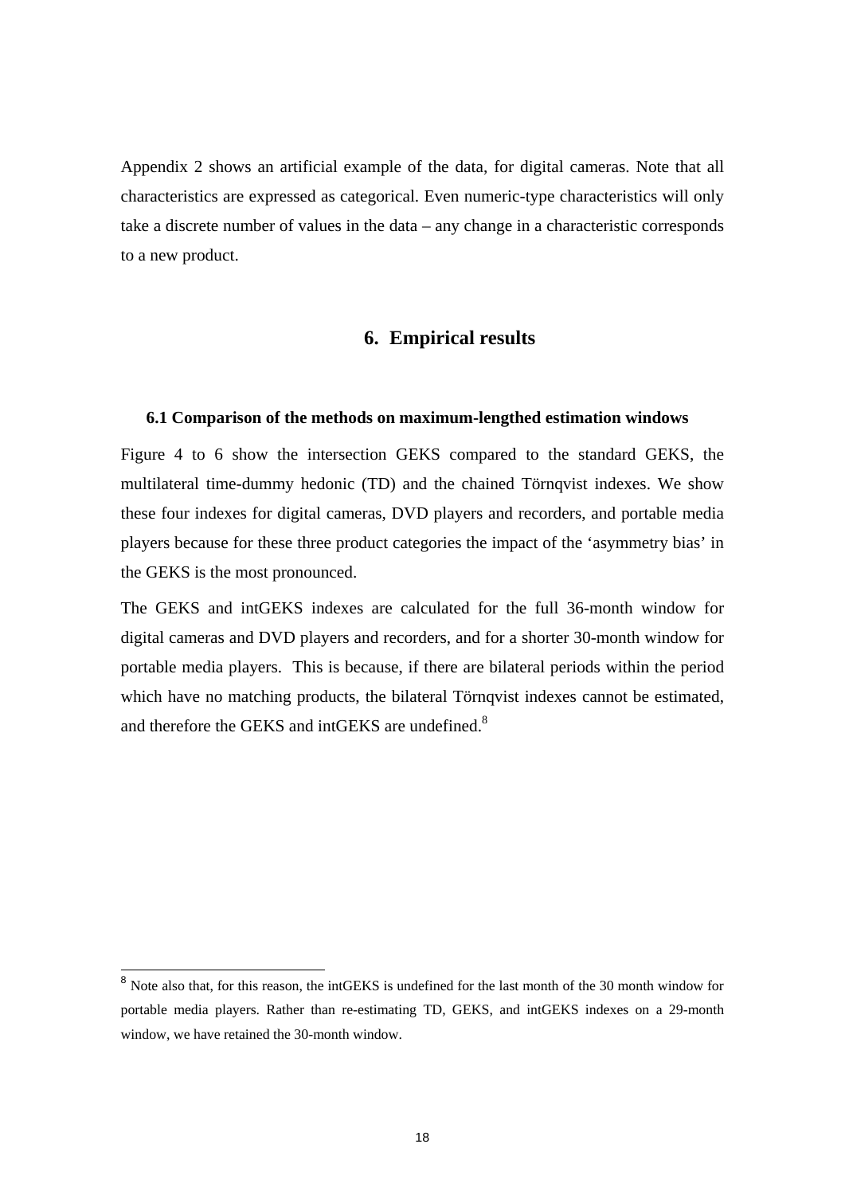Appendix 2 shows an artificial example of the data, for digital cameras. Note that all characteristics are expressed as categorical. Even numeric-type characteristics will only take a discrete number of values in the data – any change in a characteristic corresponds to a new product.

## 6. Empirical results

### 6.1 Comparison of the methods on maximum-lengthed estimation windows

Figure 4 to 6 show the intersection GEKS compared to the standard GEKS, the multilateral time-dummy hedonic (TD) and the chained Törnqvist indexes. We show these four indexes for digital cameras, DVD players and recorders, and portable media players because for these three product categories the impact of the 'asymmetry bias' in the GEKS is the most pronounced.

The GEKS and intGEKS indexes are calculated for the full 36-month window for digital cameras and DVD players and recorders, and for a shorter 30-month window for portable media players. This is because, if there are bilateral periods within the period which have no matching products, the bilateral Törnqvist indexes cannot be estimated, and therefore the GEKS and intGEKS are undefined.[8]

[8] Note also that, for this reason, the intGEKS is undefined for the last month of the 30 month window for portable media players. Rather than re-estimating TD, GEKS, and intGEKS indexes on a 29-month window, we have retained the 30-month window.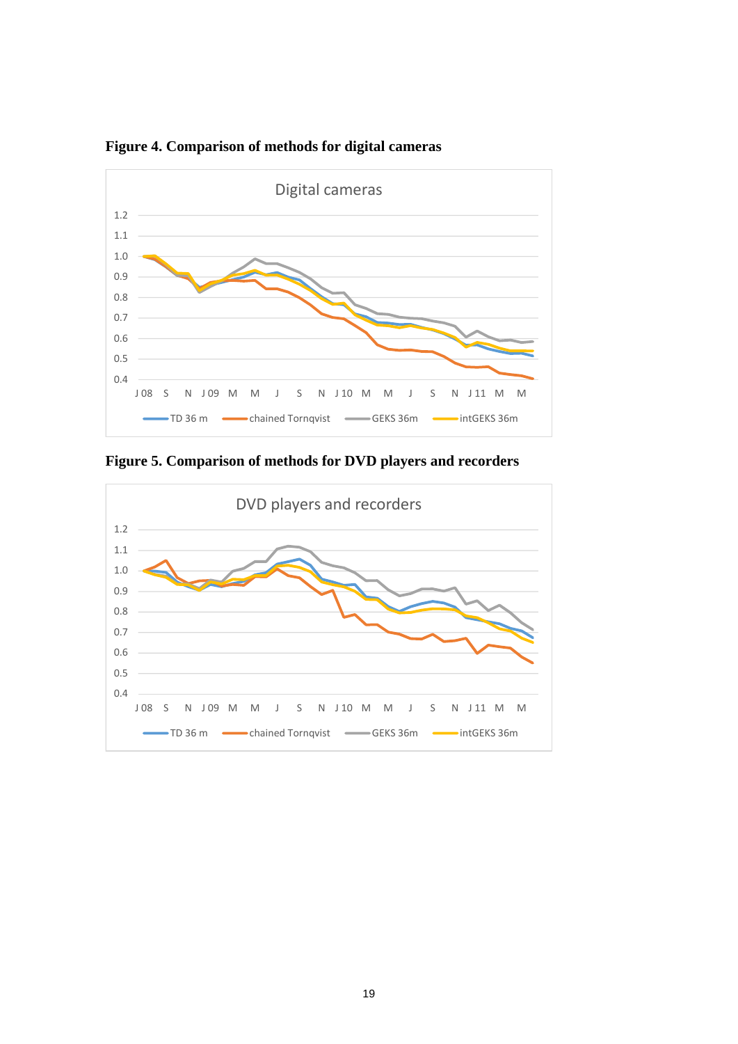**Figure 4. Comparison of methods for digital cameras**

**Figure 5. Comparison of methods for DVD players and recorders**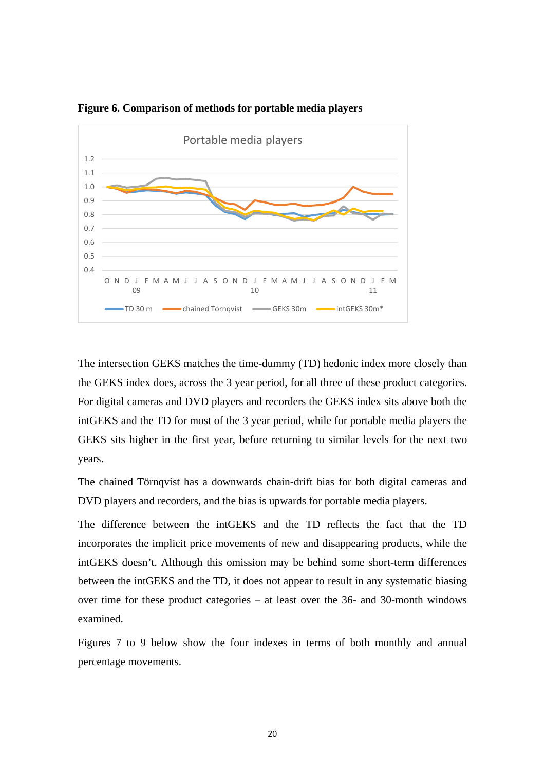**Figure 6. Comparison of methods for portable media players**

The intersection GEKS matches the time-dummy (TD) hedonic index more closely than the GEKS index does, across the 3 year period, for all three of these product categories. For digital cameras and DVD players and recorders the GEKS index sits above both the intGEKS and the TD for most of the 3 year period, while for portable media players the GEKS sits higher in the first year, before returning to similar levels for the next two years.

The chained Törnqvist has a downwards chain-drift bias for both digital cameras and DVD players and recorders, and the bias is upwards for portable media players.

The difference between the intGEKS and the TD reflects the fact that the TD incorporates the implicit price movements of new and disappearing products, while the intGEKS doesn't. Although this omission may be behind some short-term differences between the intGEKS and the TD, it does not appear to result in any systematic biasing over time for these product categories – at least over the 36- and 30-month windows examined.

Figures 7 to 9 below show the four indexes in terms of both monthly and annual percentage movements.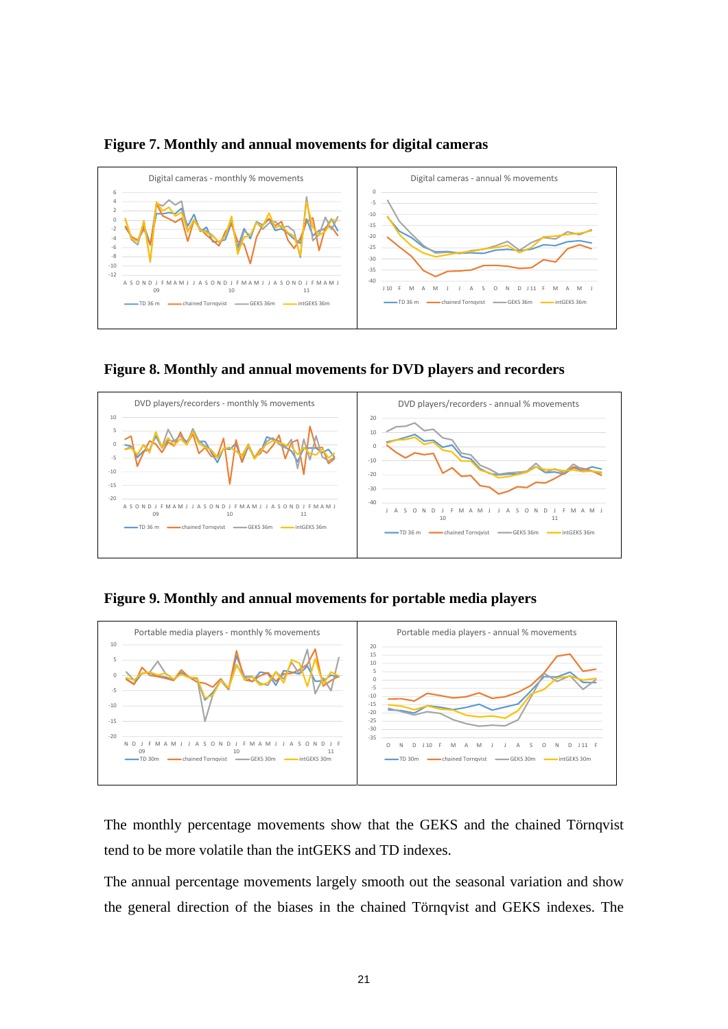**Figure 7. Monthly and annual movements for digital cameras**

**Figure 8. Monthly and annual movements for DVD players and recorders**

**Figure 9. Monthly and annual movements for portable media players**

The monthly percentage movements show that the GEKS and the chained Törnqvist tend to be more volatile than the intGEKS and TD indexes.

The annual percentage movements largely smooth out the seasonal variation and show the general direction of the biases in the chained Törnqvist and GEKS indexes. The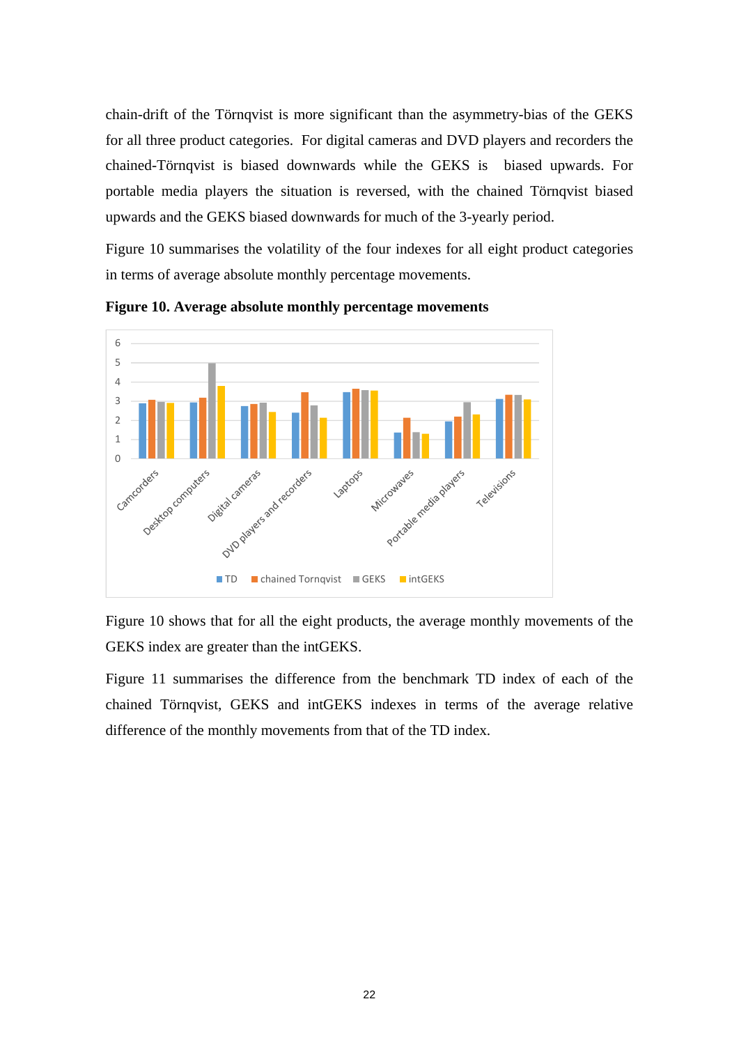chain-drift of the Törnqvist is more significant than the asymmetry-bias of the GEKS for all three product categories. For digital cameras and DVD players and recorders the chained-Törnqvist is biased downwards while the GEKS is biased upwards. For portable media players the situation is reversed, with the chained Törnqvist biased upwards and the GEKS biased downwards for much of the 3-yearly period.

Figure 10 summarises the volatility of the four indexes for all eight product categories in terms of average absolute monthly percentage movements.

**Figure 10. Average absolute monthly percentage movements**

Figure 10 shows that for all the eight products, the average monthly movements of the GEKS index are greater than the intGEKS.

Figure 11 summarises the difference from the benchmark TD index of each of the chained Törnqvist, GEKS and intGEKS indexes in terms of the average relative difference of the monthly movements from that of the TD index.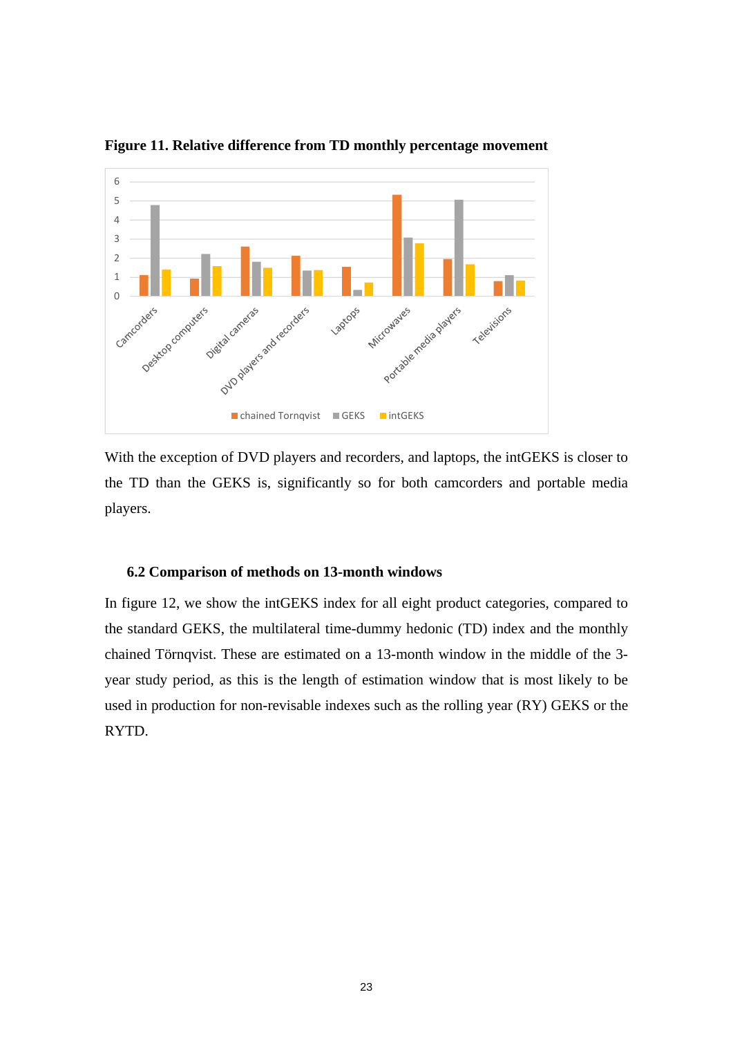**Figure 11. Relative difference from TD monthly percentage movement**

With the exception of DVD players and recorders, and laptops, the intGEKS is closer to the TD than the GEKS is, significantly so for both camcorders and portable media players.

### 6.2 Comparison of methods on 13-month windows

In figure 12, we show the intGEKS index for all eight product categories, compared to the standard GEKS, the multilateral time-dummy hedonic (TD) index and the monthly chained Törnqvist. These are estimated on a 13-month window in the middle of the 3-year study period, as this is the length of estimation window that is most likely to be used in production for non-revisable indexes such as the rolling year (RY) GEKS or the RYTD.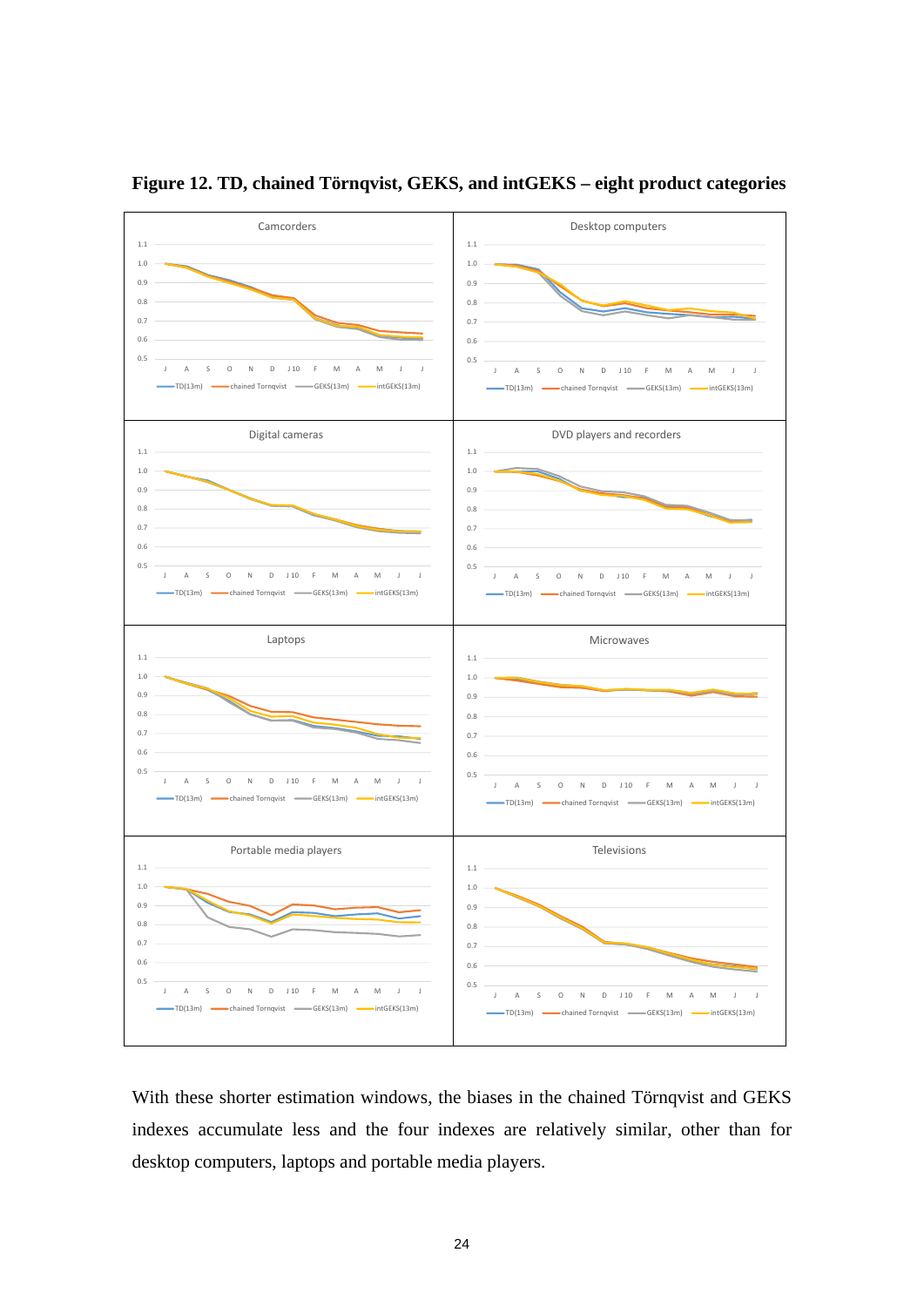**Figure 12. TD, chained Törnqvist, GEKS, and intGEKS – eight product categories**

With these shorter estimation windows, the biases in the chained Törnqvist and GEKS indexes accumulate less and the four indexes are relatively similar, other than for desktop computers, laptops and portable media players.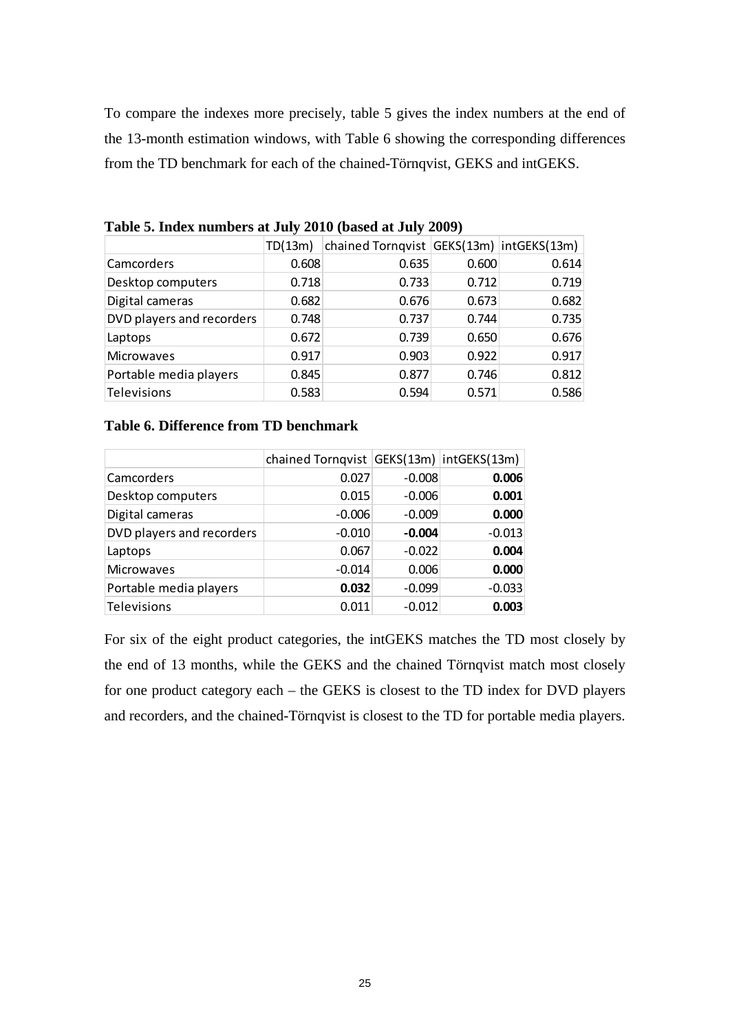To compare the indexes more precisely, table 5 gives the index numbers at the end of the 13-month estimation windows, with Table 6 showing the corresponding differences from the TD benchmark for each of the chained-Törnqvist, GEKS and intGEKS.

**Table 5. Index numbers at July 2010 (based at July 2009)**

| | TD(13m) | chained Tornqvist | GEKS(13m) | intGEKS(13m) |
|---|---|---|---|---|
| Camcorders | 0.608 | 0.635 | 0.600 | 0.614 |
| Desktop computers | 0.718 | 0.733 | 0.712 | 0.719 |
| Digital cameras | 0.682 | 0.676 | 0.673 | 0.682 |
| DVD players and recorders | 0.748 | 0.737 | 0.744 | 0.735 |
| Laptops | 0.672 | 0.739 | 0.650 | 0.676 |
| Microwaves | 0.917 | 0.903 | 0.922 | 0.917 |
| Portable media players | 0.845 | 0.877 | 0.746 | 0.812 |
| Televisions | 0.583 | 0.594 | 0.571 | 0.586 |

**Table 6. Difference from TD benchmark**

| | chained Tornqvist | GEKS(13m) | intGEKS(13m) |
|---|---|---|---|
| Camcorders | 0.027 | -0.008 | **0.006** |
| Desktop computers | 0.015 | -0.006 | **0.001** |
| Digital cameras | -0.006 | -0.009 | **0.000** |
| DVD players and recorders | -0.010 | **-0.004** | -0.013 |
| Laptops | 0.067 | -0.022 | **0.004** |
| Microwaves | -0.014 | 0.006 | **0.000** |
| Portable media players | **0.032** | -0.099 | -0.033 |
| Televisions | 0.011 | -0.012 | **0.003** |

For six of the eight product categories, the intGEKS matches the TD most closely by the end of 13 months, while the GEKS and the chained Törnqvist match most closely for one product category each – the GEKS is closest to the TD index for DVD players and recorders, and the chained-Törnqvist is closest to the TD for portable media players.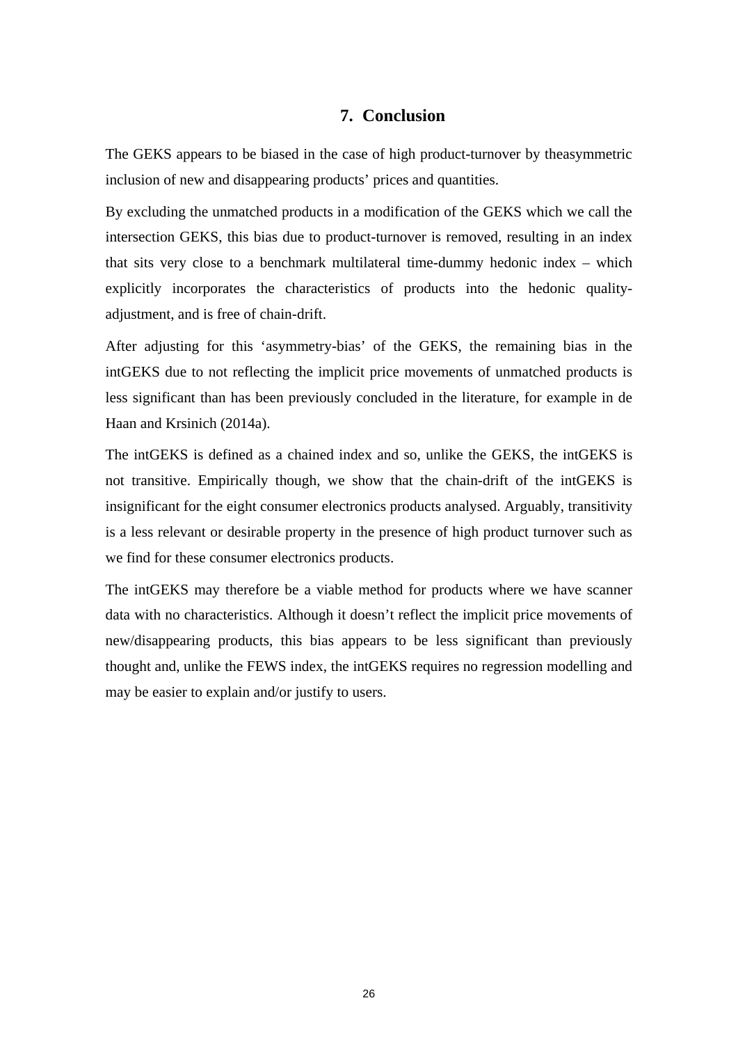## 7. Conclusion

The GEKS appears to be biased in the case of high product-turnover by theasymmetric inclusion of new and disappearing products' prices and quantities.

By excluding the unmatched products in a modification of the GEKS which we call the intersection GEKS, this bias due to product-turnover is removed, resulting in an index that sits very close to a benchmark multilateral time-dummy hedonic index – which explicitly incorporates the characteristics of products into the hedonic quality-adjustment, and is free of chain-drift.

After adjusting for this 'asymmetry-bias' of the GEKS, the remaining bias in the intGEKS due to not reflecting the implicit price movements of unmatched products is less significant than has been previously concluded in the literature, for example in de Haan and Krsinich (2014a).

The intGEKS is defined as a chained index and so, unlike the GEKS, the intGEKS is not transitive. Empirically though, we show that the chain-drift of the intGEKS is insignificant for the eight consumer electronics products analysed. Arguably, transitivity is a less relevant or desirable property in the presence of high product turnover such as we find for these consumer electronics products.

The intGEKS may therefore be a viable method for products where we have scanner data with no characteristics. Although it doesn't reflect the implicit price movements of new/disappearing products, this bias appears to be less significant than previously thought and, unlike the FEWS index, the intGEKS requires no regression modelling and may be easier to explain and/or justify to users.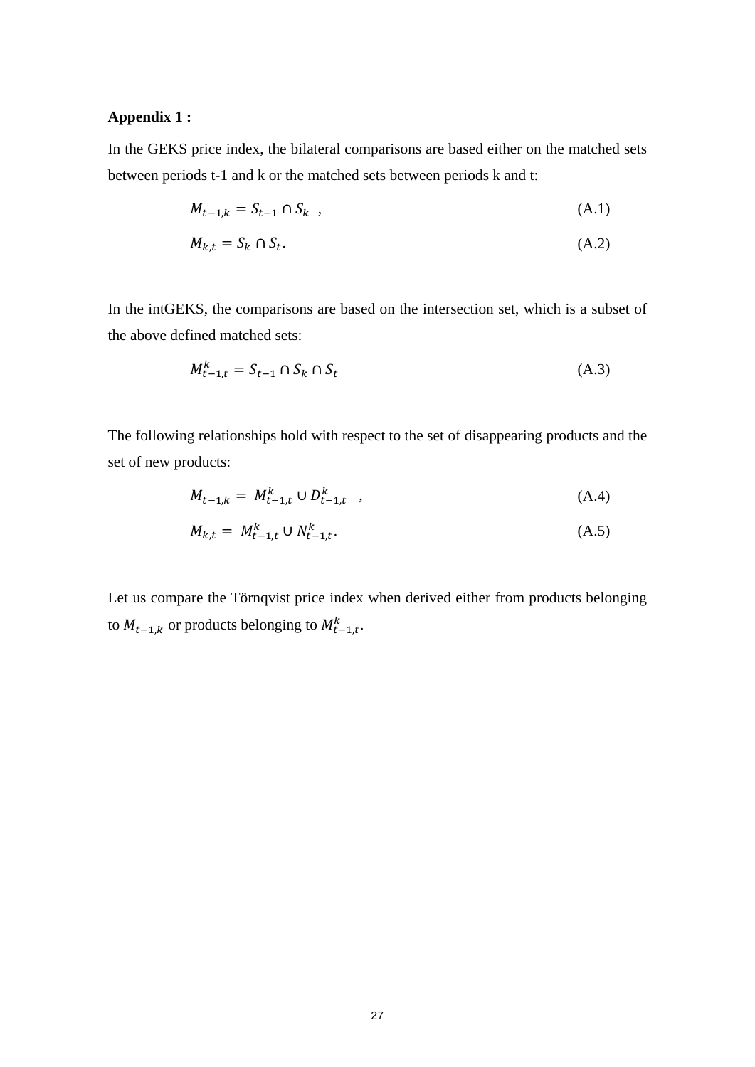**Appendix 1 :**

In the GEKS price index, the bilateral comparisons are based either on the matched sets between periods t-1 and k or the matched sets between periods k and t:

$$M_{t-1,k} = S_{t-1} \cap S_k \quad , \tag{A.1}$$

$$M_{k,t} = S_k \cap S_t . \tag{A.2}$$

In the intGEKS, the comparisons are based on the intersection set, which is a subset of the above defined matched sets:

$$M_{t-1,t}^{k} = S_{t-1} \cap S_k \cap S_t \tag{A.3}$$

The following relationships hold with respect to the set of disappearing products and the set of new products:

$$M_{t-1,k} = M_{t-1,t}^{k} \cup D_{t-1,t}^{k} \quad , \tag{A.4}$$

$$M_{k,t} = M_{t-1,t}^{k} \cup N_{t-1,t}^{k} . \tag{A.5}$$

Let us compare the Törnqvist price index when derived either from products belonging to $M_{t-1,k}$ or products belonging to $M_{t-1,t}^{k}$.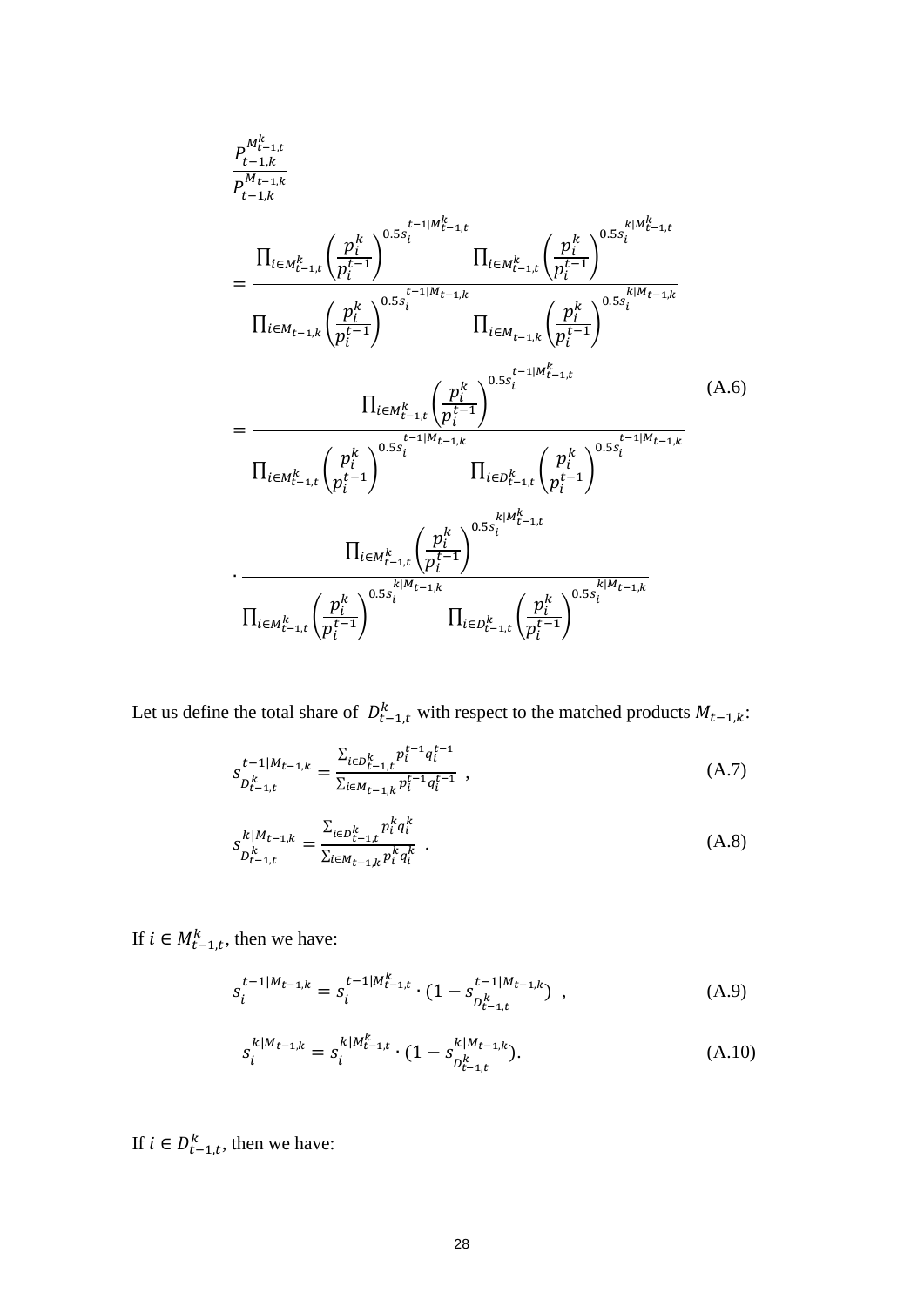$$
\begin{aligned}
&\frac{P_{t-1,k}^{M_{t-1,t}^{k}}}{P_{t-1,k}^{M_{t-1,k}}} \\
&= \frac{\prod_{i\in M_{t-1,t}^{k}} \left(\frac{p_i^k}{p_i^{t-1}}\right)^{0.5 s_i^{t-1|M_{t-1,t}^{k}}} \prod_{i\in M_{t-1,t}^{k}} \left(\frac{p_i^k}{p_i^{t-1}}\right)^{0.5 s_i^{k|M_{t-1,t}^{k}}}}{\prod_{i\in M_{t-1,k}} \left(\frac{p_i^k}{p_i^{t-1}}\right)^{0.5 s_i^{t-1|M_{t-1,k}}} \prod_{i\in M_{t-1,k}} \left(\frac{p_i^k}{p_i^{t-1}}\right)^{0.5 s_i^{k|M_{t-1,k}}}} \\
&= \frac{\prod_{i\in M_{t-1,t}^{k}} \left(\frac{p_i^k}{p_i^{t-1}}\right)^{0.5 s_i^{t-1|M_{t-1,t}^{k}}}}{\prod_{i\in M_{t-1,t}^{k}} \left(\frac{p_i^k}{p_i^{t-1}}\right)^{0.5 s_i^{t-1|M_{t-1,k}}} \prod_{i\in D_{t-1,t}^{k}} \left(\frac{p_i^k}{p_i^{t-1}}\right)^{0.5 s_i^{t-1|M_{t-1,k}}}} \\
&\cdot \frac{\prod_{i\in M_{t-1,t}^{k}} \left(\frac{p_i^k}{p_i^{t-1}}\right)^{0.5 s_i^{k|M_{t-1,t}^{k}}}}{\prod_{i\in M_{t-1,t}^{k}} \left(\frac{p_i^k}{p_i^{t-1}}\right)^{0.5 s_i^{k|M_{t-1,k}}} \prod_{i\in D_{t-1,t}^{k}} \left(\frac{p_i^k}{p_i^{t-1}}\right)^{0.5 s_i^{k|M_{t-1,k}}}}
\end{aligned}
\tag{A.6}
$$

Let us define the total share of $D_{t-1,t}^{k}$ with respect to the matched products $M_{t-1,k}$:

$$
s_{D_{t-1,t}^{k}}^{t-1|M_{t-1,k}} = \frac{\sum_{i\in D_{t-1,t}^{k}} p_i^{t-1} q_i^{t-1}}{\sum_{i\in M_{t-1,k}} p_i^{t-1} q_i^{t-1}} \ , \tag{A.7}
$$

$$
s_{D_{t-1,t}^{k}}^{k|M_{t-1,k}} = \frac{\sum_{i\in D_{t-1,t}^{k}} p_i^{k} q_i^{k}}{\sum_{i\in M_{t-1,k}} p_i^{k} q_i^{k}} \ . \tag{A.8}
$$

If $i \in M_{t-1,t}^{k}$, then we have:

$$
s_i^{t-1|M_{t-1,k}} = s_i^{t-1|M_{t-1,t}^{k}} \cdot \left(1 - s_{D_{t-1,t}^{k}}^{t-1|M_{t-1,k}}\right) \ , \tag{A.9}
$$

$$
s_i^{k|M_{t-1,k}} = s_i^{k|M_{t-1,t}^{k}} \cdot \left(1 - s_{D_{t-1,t}^{k}}^{k|M_{t-1,k}}\right). \tag{A.10}
$$

If $i \in D_{t-1,t}^{k}$, then we have: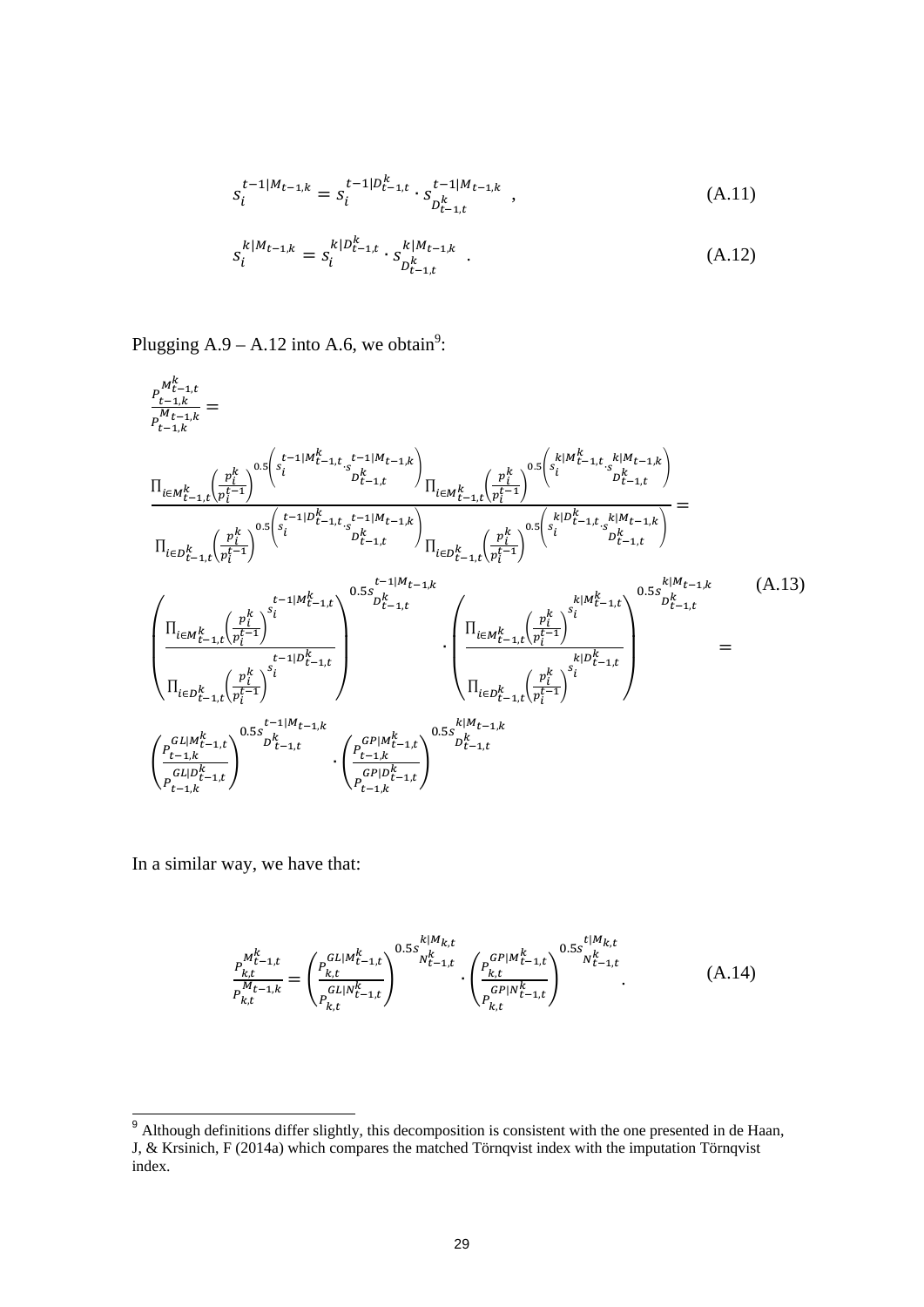$$s_i^{t-1|M_{t-1,k}} = s_i^{t-1|D_{t-1,t}^k} \cdot s_{D_{t-1,t}^k}^{t-1|M_{t-1,k}} \quad , \tag{A.11}$$

$$s_i^{k|M_{t-1,k}} = s_i^{k|D_{t-1,t}^k} \cdot s_{D_{t-1,t}^k}^{k|M_{t-1,k}} \quad . \tag{A.12}$$

Plugging A.9 – A.12 into A.6, we obtain[9]:

$$\begin{aligned}
&\frac{P_{t-1,k}^{M_{t-1,t}^k}}{P_{t-1,k}^{M_{t-1,k}}} = \\
&\frac{\prod_{i\in M_{t-1,t}^k}\left(\frac{p_i^k}{p_i^{t-1}}\right)^{0.5\left(s_i^{t-1|M_{t-1,t}^k}\cdot s_{D_{t-1,t}^k}^{t-1|M_{t-1,k}}\right)}\prod_{i\in M_{t-1,t}^k}\left(\frac{p_i^k}{p_i^{t-1}}\right)^{0.5\left(s_i^{k|M_{t-1,t}^k}\cdot s_{D_{t-1,t}^k}^{k|M_{t-1,k}}\right)}}{\prod_{i\in D_{t-1,t}^k}\left(\frac{p_i^k}{p_i^{t-1}}\right)^{0.5\left(s_i^{t-1|D_{t-1,t}^k}\cdot s_{D_{t-1,t}^k}^{t-1|M_{t-1,k}}\right)}\prod_{i\in D_{t-1,t}^k}\left(\frac{p_i^k}{p_i^{t-1}}\right)^{0.5\left(s_i^{k|D_{t-1,t}^k}\cdot s_{D_{t-1,t}^k}^{k|M_{t-1,k}}\right)}} = \\
&\left(\frac{\prod_{i\in M_{t-1,t}^k}\left(\frac{p_i^k}{p_i^{t-1}}\right)^{s_i^{t-1|M_{t-1,t}^k}}}{\prod_{i\in D_{t-1,t}^k}\left(\frac{p_i^k}{p_i^{t-1}}\right)^{s_i^{t-1|D_{t-1,t}^k}}}\right)^{0.5 s_{D_{t-1,t}^k}^{t-1|M_{t-1,k}}} \cdot \left(\frac{\prod_{i\in M_{t-1,t}^k}\left(\frac{p_i^k}{p_i^{t-1}}\right)^{s_i^{k|M_{t-1,t}^k}}}{\prod_{i\in D_{t-1,t}^k}\left(\frac{p_i^k}{p_i^{t-1}}\right)^{s_i^{k|D_{t-1,t}^k}}}\right)^{0.5 s_{D_{t-1,t}^k}^{k|M_{t-1,k}}} = \\
&\left(\frac{P_{t-1,k}^{GL|M_{t-1,t}^k}}{P_{t-1,k}^{GL|D_{t-1,t}^k}}\right)^{0.5 s_{D_{t-1,t}^k}^{t-1|M_{t-1,k}}} \cdot \left(\frac{P_{t-1,k}^{GP|M_{t-1,t}^k}}{P_{t-1,k}^{GP|D_{t-1,t}^k}}\right)^{0.5 s_{D_{t-1,t}^k}^{k|M_{t-1,k}}}
\end{aligned} \tag{A.13}$$

In a similar way, we have that:

$$\frac{P_{k,t}^{M_{t-1,t}^k}}{P_{k,t}^{M_{t-1,k}}} = \left(\frac{P_{k,t}^{GL|M_{t-1,t}^k}}{P_{k,t}^{GL|N_{t-1,t}^k}}\right)^{0.5 s_{N_{t-1,t}^k}^{k|M_{k,t}}} \cdot \left(\frac{P_{k,t}^{GP|M_{t-1,t}^k}}{P_{k,t}^{GP|N_{t-1,t}^k}}\right)^{0.5 s_{N_{t-1,t}^k}^{t|M_{k,t}}} . \tag{A.14}$$

---

[9] Although definitions differ slightly, this decomposition is consistent with the one presented in de Haan, J, & Krsinich, F (2014a) which compares the matched Törnqvist index with the imputation Törnqvist index.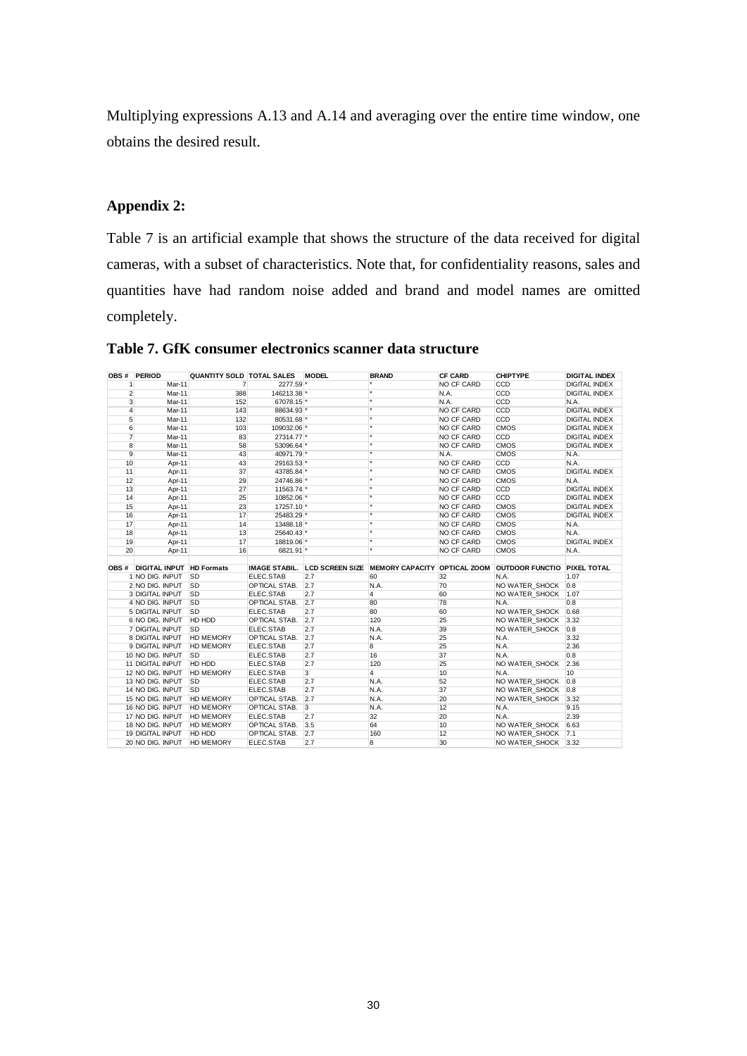Multiplying expressions A.13 and A.14 and averaging over the entire time window, one obtains the desired result.

## Appendix 2:

Table 7 is an artificial example that shows the structure of the data received for digital cameras, with a subset of characteristics. Note that, for confidentiality reasons, sales and quantities have had random noise added and brand and model names are omitted completely.

**Table 7. GfK consumer electronics scanner data structure**

| OBS # | PERIOD | QUANTITY SOLD | TOTAL SALES | MODEL | BRAND | CF CARD | CHIPTYPE | DIGITAL INDEX |
|---|---|---|---|---|---|---|---|---|
| 1 | Mar-11 | 7 | 2277.59 | * | * | NO CF CARD | CCD | DIGITAL INDEX |
| 2 | Mar-11 | 388 | 146213.38 | * | * | N.A. | CCD | DIGITAL INDEX |
| 3 | Mar-11 | 152 | 67078.15 | * | * | N.A. | CCD | N.A. |
| 4 | Mar-11 | 143 | 88634.93 | * | * | NO CF CARD | CCD | DIGITAL INDEX |
| 5 | Mar-11 | 132 | 80531.68 | * | * | NO CF CARD | CCD | DIGITAL INDEX |
| 6 | Mar-11 | 103 | 109032.06 | * | * | NO CF CARD | CMOS | DIGITAL INDEX |
| 7 | Mar-11 | 83 | 27314.77 | * | * | NO CF CARD | CCD | DIGITAL INDEX |
| 8 | Mar-11 | 58 | 53096.64 | * | * | NO CF CARD | CMOS | DIGITAL INDEX |
| 9 | Mar-11 | 43 | 40971.79 | * | * | N.A. | CMOS | N.A. |
| 10 | Apr-11 | 43 | 29163.53 | * | * | NO CF CARD | CCD | N.A. |
| 11 | Apr-11 | 37 | 43785.84 | * | * | NO CF CARD | CMOS | DIGITAL INDEX |
| 12 | Apr-11 | 29 | 24746.86 | * | * | NO CF CARD | CMOS | N.A. |
| 13 | Apr-11 | 27 | 11563.74 | * | * | NO CF CARD | CCD | DIGITAL INDEX |
| 14 | Apr-11 | 25 | 10852.06 | * | * | NO CF CARD | CCD | DIGITAL INDEX |
| 15 | Apr-11 | 23 | 17257.10 | * | * | NO CF CARD | CMOS | DIGITAL INDEX |
| 16 | Apr-11 | 17 | 25483.29 | * | * | NO CF CARD | CMOS | DIGITAL INDEX |
| 17 | Apr-11 | 14 | 13488.18 | * | * | NO CF CARD | CMOS | N.A. |
| 18 | Apr-11 | 13 | 25640.43 | * | * | NO CF CARD | CMOS | N.A. |
| 19 | Apr-11 | 17 | 18819.06 | * | * | NO CF CARD | CMOS | DIGITAL INDEX |
| 20 | Apr-11 | 16 | 6821.91 | * | * | NO CF CARD | CMOS | N.A. |

| OBS # | DIGITAL INPUT | HD Formats | IMAGE STABIL. | LCD SCREEN SIZE | MEMORY CAPACITY | OPTICAL ZOOM | OUTDOOR FUNCTIO | PIXEL TOTAL |
|---|---|---|---|---|---|---|---|---|
| 1 | NO DIG. INPUT | SD | ELEC.STAB | 2.7 | 60 | 32 | N.A. | 1.07 |
| 2 | NO DIG. INPUT | SD | OPTICAL STAB. | 2.7 | N.A. | 70 | NO WATER_SHOCK | 0.8 |
| 3 | DIGITAL INPUT | SD | ELEC.STAB | 2.7 | 4 | 60 | NO WATER_SHOCK | 1.07 |
| 4 | NO DIG. INPUT | SD | OPTICAL STAB. | 2.7 | 80 | 78 | N.A. | 0.8 |
| 5 | DIGITAL INPUT | SD | ELEC.STAB | 2.7 | 80 | 60 | NO WATER_SHOCK | 0.68 |
| 6 | NO DIG. INPUT | HD HDD | OPTICAL STAB. | 2.7 | 120 | 25 | NO WATER_SHOCK | 3.32 |
| 7 | DIGITAL INPUT | SD | ELEC.STAB | 2.7 | N.A. | 39 | NO WATER_SHOCK | 0.8 |
| 8 | DIGITAL INPUT | HD MEMORY | OPTICAL STAB. | 2.7 | N.A. | 25 | N.A. | 3.32 |
| 9 | DIGITAL INPUT | HD MEMORY | ELEC.STAB | 2.7 | 8 | 25 | N.A. | 2.36 |
| 10 | NO DIG. INPUT | SD | ELEC.STAB | 2.7 | 16 | 37 | N.A. | 0.8 |
| 11 | DIGITAL INPUT | HD HDD | ELEC.STAB | 2.7 | 120 | 25 | NO WATER_SHOCK | 2.36 |
| 12 | NO DIG. INPUT | HD MEMORY | ELEC.STAB | 3 | 4 | 10 | N.A. | 10 |
| 13 | NO DIG. INPUT | SD | ELEC.STAB | 2.7 | N.A. | 52 | NO WATER_SHOCK | 0.8 |
| 14 | NO DIG. INPUT | SD | ELEC.STAB | 2.7 | N.A. | 37 | NO WATER_SHOCK | 0.8 |
| 15 | NO DIG. INPUT | HD MEMORY | OPTICAL STAB. | 2.7 | N.A. | 20 | NO WATER_SHOCK | 3.32 |
| 16 | NO DIG. INPUT | HD MEMORY | OPTICAL STAB. | 3 | N.A. | 12 | N.A. | 9.15 |
| 17 | NO DIG. INPUT | HD MEMORY | ELEC.STAB | 2.7 | 32 | 20 | N.A. | 2.39 |
| 18 | NO DIG. INPUT | HD MEMORY | OPTICAL STAB. | 3.5 | 64 | 10 | NO WATER_SHOCK | 6.63 |
| 19 | DIGITAL INPUT | HD HDD | OPTICAL STAB. | 2.7 | 160 | 12 | NO WATER_SHOCK | 7.1 |
| 20 | NO DIG. INPUT | HD MEMORY | ELEC.STAB | 2.7 | 8 | 30 | NO WATER_SHOCK | 3.32 |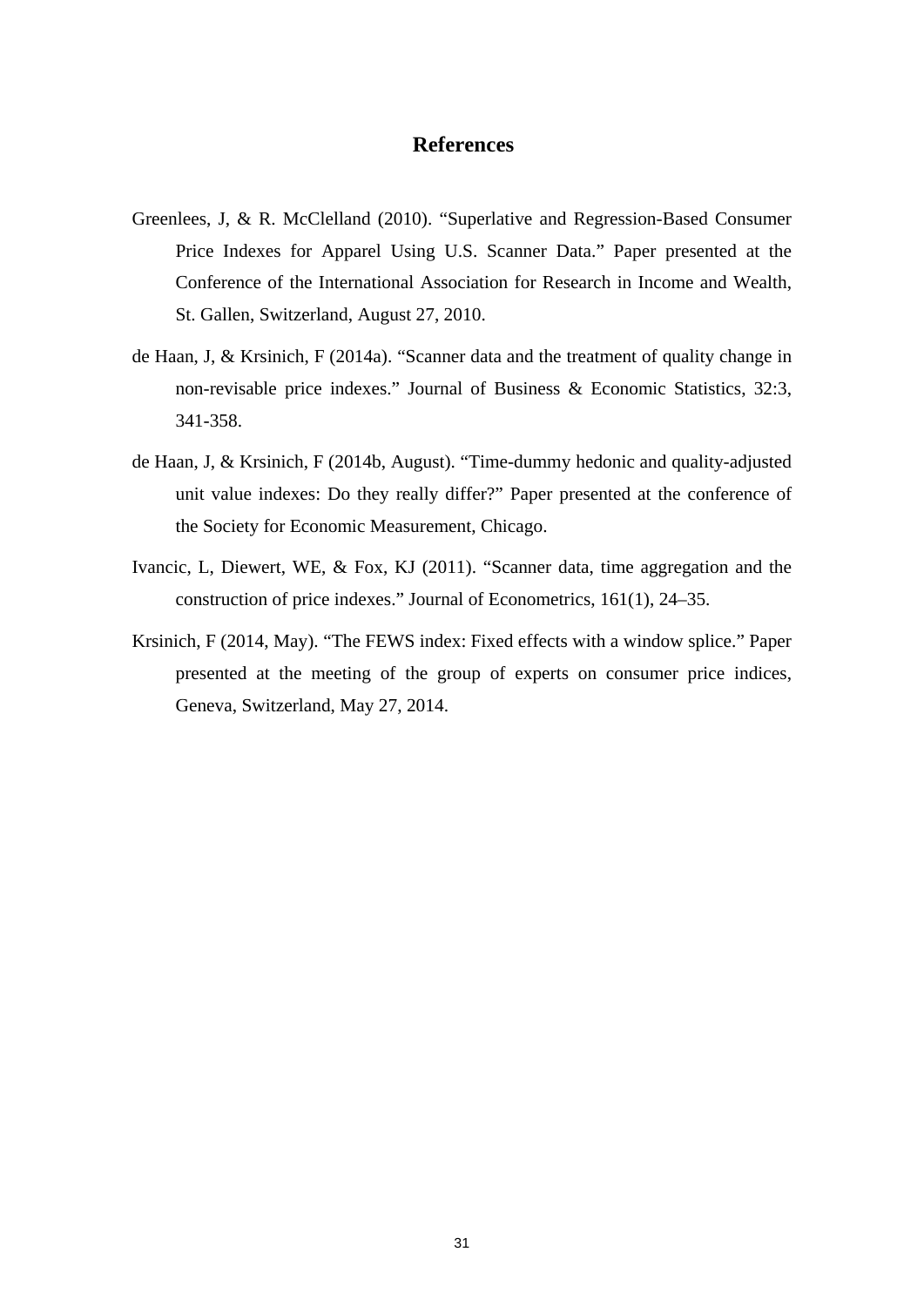# References

Greenlees, J, & R. McClelland (2010). "Superlative and Regression-Based Consumer Price Indexes for Apparel Using U.S. Scanner Data." Paper presented at the Conference of the International Association for Research in Income and Wealth, St. Gallen, Switzerland, August 27, 2010.

de Haan, J, & Krsinich, F (2014a). "Scanner data and the treatment of quality change in non-revisable price indexes." Journal of Business & Economic Statistics, 32:3, 341-358.

de Haan, J, & Krsinich, F (2014b, August). "Time-dummy hedonic and quality-adjusted unit value indexes: Do they really differ?" Paper presented at the conference of the Society for Economic Measurement, Chicago.

Ivancic, L, Diewert, WE, & Fox, KJ (2011). "Scanner data, time aggregation and the construction of price indexes." Journal of Econometrics, 161(1), 24–35.

Krsinich, F (2014, May). "The FEWS index: Fixed effects with a window splice." Paper presented at the meeting of the group of experts on consumer price indices, Geneva, Switzerland, May 27, 2014.